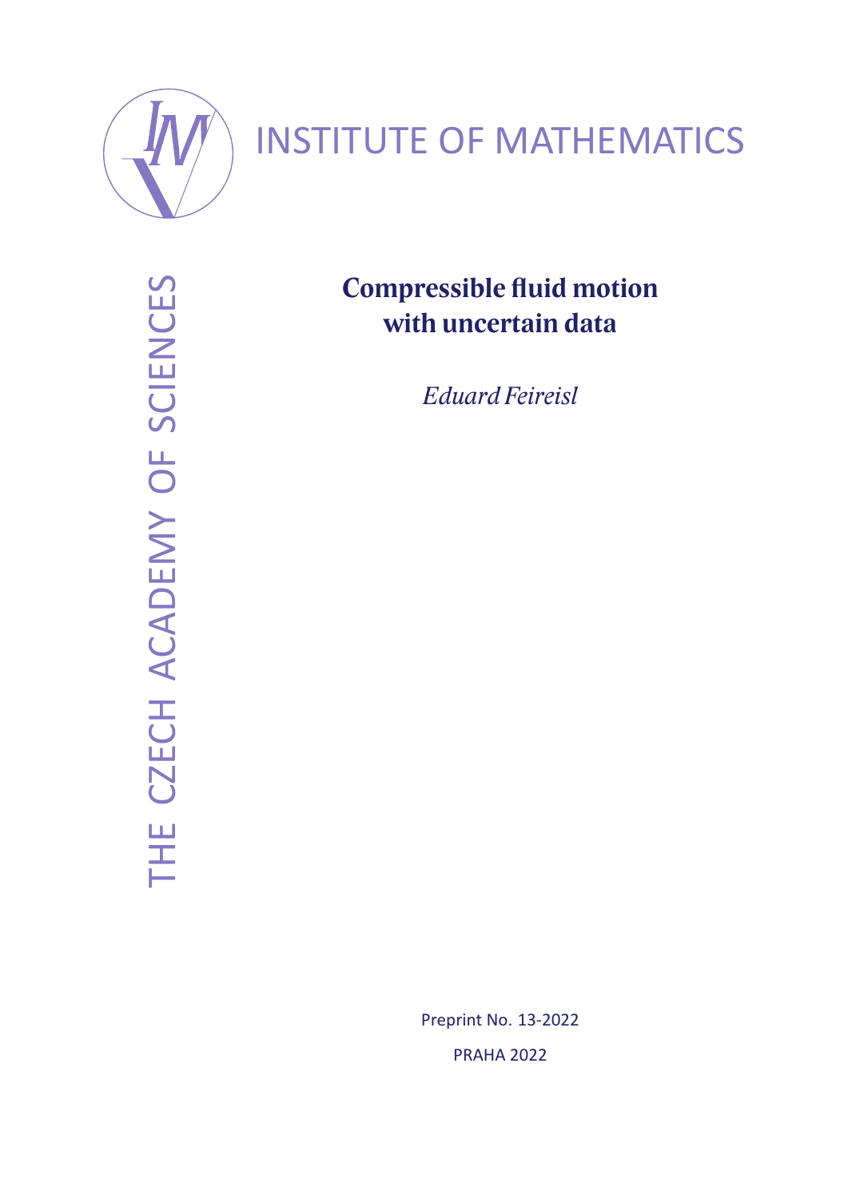INSTITUTE OF MATHEMATICS

THE CZECH ACADEMY OF SCIENCES

# Compressible fluid motion with uncertain data

*Eduard Feireisl*

Preprint No. 13-2022

PRAHA 2022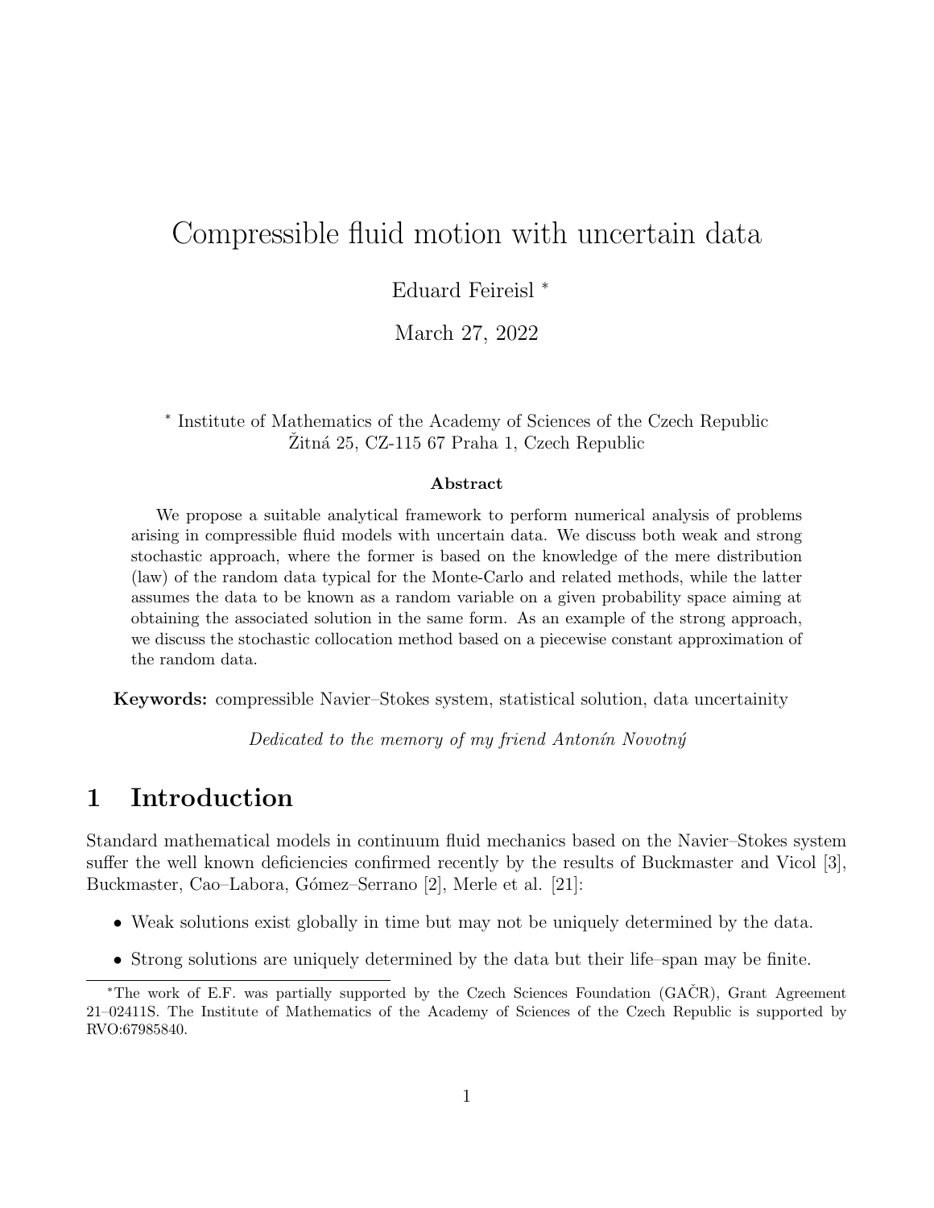# Compressible fluid motion with uncertain data

Eduard Feireisl *

March 27, 2022

* Institute of Mathematics of the Academy of Sciences of the Czech Republic
Žitná 25, CZ-115 67 Praha 1, Czech Republic

**Abstract**

We propose a suitable analytical framework to perform numerical analysis of problems arising in compressible fluid models with uncertain data. We discuss both weak and strong stochastic approach, where the former is based on the knowledge of the mere distribution (law) of the random data typical for the Monte-Carlo and related methods, while the latter assumes the data to be known as a random variable on a given probability space aiming at obtaining the associated solution in the same form. As an example of the strong approach, we discuss the stochastic collocation method based on a piecewise constant approximation of the random data.

**Keywords:** compressible Navier–Stokes system, statistical solution, data uncertainity

*Dedicated to the memory of my friend Antonín Novotný*

## 1 Introduction

Standard mathematical models in continuum fluid mechanics based on the Navier–Stokes system suffer the well known deficiencies confirmed recently by the results of Buckmaster and Vicol [3], Buckmaster, Cao–Labora, Gómez–Serrano [2], Merle et al. [21]:

- Weak solutions exist globally in time but may not be uniquely determined by the data.
- Strong solutions are uniquely determined by the data but their life–span may be finite.

*The work of E.F. was partially supported by the Czech Sciences Foundation (GAČR), Grant Agreement 21–02411S. The Institute of Mathematics of the Academy of Sciences of the Czech Republic is supported by RVO:67985840.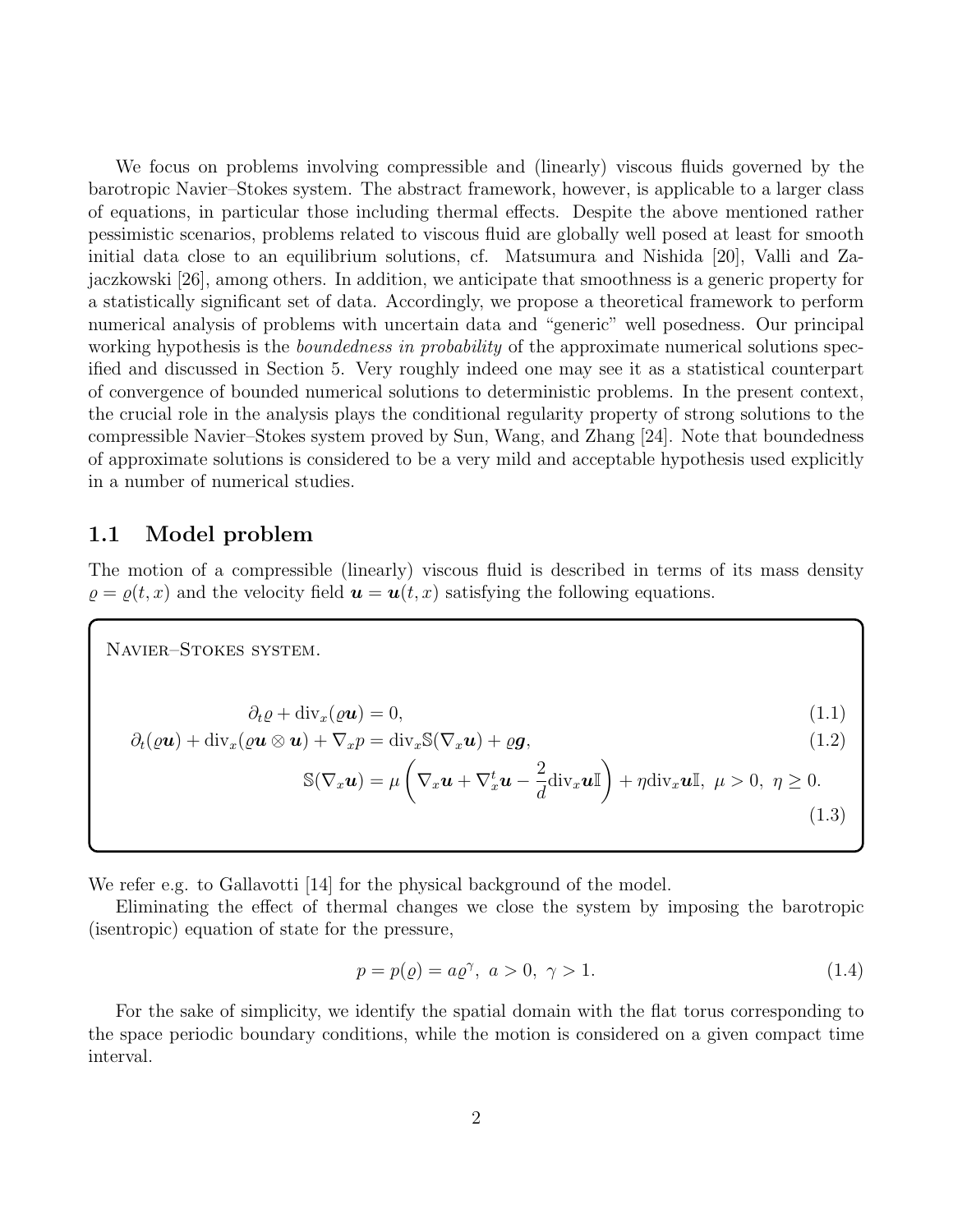We focus on problems involving compressible and (linearly) viscous fluids governed by the barotropic Navier–Stokes system. The abstract framework, however, is applicable to a larger class of equations, in particular those including thermal effects. Despite the above mentioned rather pessimistic scenarios, problems related to viscous fluid are globally well posed at least for smooth initial data close to an equilibrium solutions, cf. Matsumura and Nishida [20], Valli and Zajaczkowski [26], among others. In addition, we anticipate that smoothness is a generic property for a statistically significant set of data. Accordingly, we propose a theoretical framework to perform numerical analysis of problems with uncertain data and "generic" well posedness. Our principal working hypothesis is the *boundedness in probability* of the approximate numerical solutions specified and discussed in Section 5. Very roughly indeed one may see it as a statistical counterpart of convergence of bounded numerical solutions to deterministic problems. In the present context, the crucial role in the analysis plays the conditional regularity property of strong solutions to the compressible Navier–Stokes system proved by Sun, Wang, and Zhang [24]. Note that boundedness of approximate solutions is considered to be a very mild and acceptable hypothesis used explicitly in a number of numerical studies.

## 1.1 Model problem

The motion of a compressible (linearly) viscous fluid is described in terms of its mass density $\varrho = \varrho(t, x)$ and the velocity field $\boldsymbol{u} = \boldsymbol{u}(t, x)$ satisfying the following equations.

Navier–Stokes system.

$$\partial_t \varrho + \mathrm{div}_x(\varrho \boldsymbol{u}) = 0, \tag{1.1}$$

$$\partial_t(\varrho \boldsymbol{u}) + \mathrm{div}_x(\varrho \boldsymbol{u} \otimes \boldsymbol{u}) + \nabla_x p = \mathrm{div}_x \mathbb{S}(\nabla_x \boldsymbol{u}) + \varrho \boldsymbol{g}, \tag{1.2}$$

$$\mathbb{S}(\nabla_x \boldsymbol{u}) = \mu \left( \nabla_x \boldsymbol{u} + \nabla_x^t \boldsymbol{u} - \frac{2}{d} \mathrm{div}_x \boldsymbol{u} \mathbb{I} \right) + \eta \mathrm{div}_x \boldsymbol{u} \mathbb{I}, \ \mu > 0, \ \eta \geq 0. \tag{1.3}$$

We refer e.g. to Gallavotti [14] for the physical background of the model.

Eliminating the effect of thermal changes we close the system by imposing the barotropic (isentropic) equation of state for the pressure,

$$p = p(\varrho) = a\varrho^\gamma, \ a > 0, \ \gamma > 1. \tag{1.4}$$

For the sake of simplicity, we identify the spatial domain with the flat torus corresponding to the space periodic boundary conditions, while the motion is considered on a given compact time interval.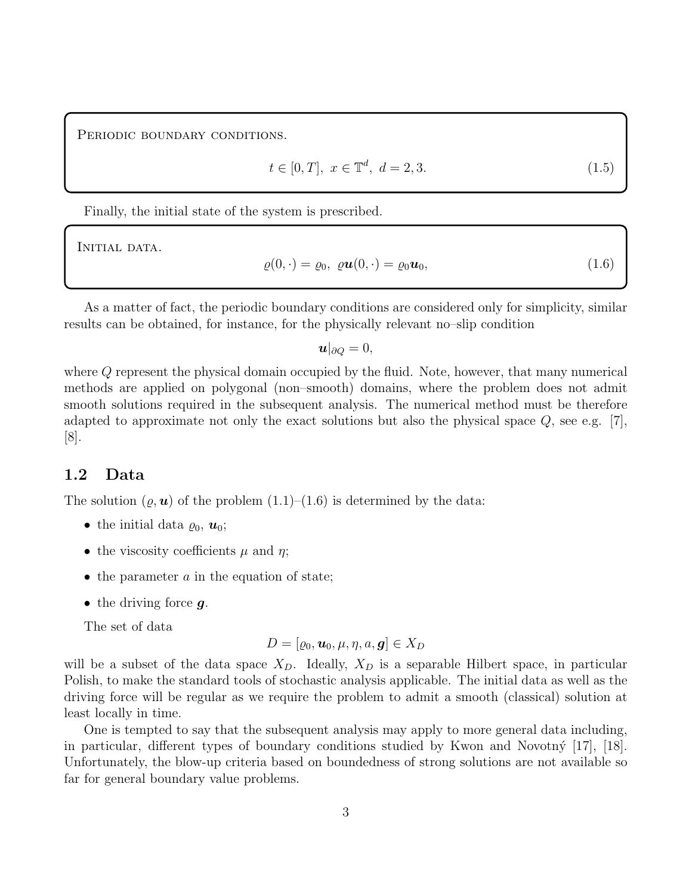Periodic boundary conditions.

$$t \in [0,T],\ x \in \mathbb{T}^d,\ d = 2,3. \tag{1.5}$$

Finally, the initial state of the system is prescribed.

Initial data.

$$\varrho(0,\cdot) = \varrho_0,\ \varrho \boldsymbol{u}(0,\cdot) = \varrho_0 \boldsymbol{u}_0, \tag{1.6}$$

As a matter of fact, the periodic boundary conditions are considered only for simplicity, similar results can be obtained, for instance, for the physically relevant no–slip condition

$$\boldsymbol{u}|_{\partial Q} = 0,$$

where $Q$ represent the physical domain occupied by the fluid. Note, however, that many numerical methods are applied on polygonal (non–smooth) domains, where the problem does not admit smooth solutions required in the subsequent analysis. The numerical method must be therefore adapted to approximate not only the exact solutions but also the physical space $Q$, see e.g. [7], [8].

## 1.2 Data

The solution $(\varrho, \boldsymbol{u})$ of the problem (1.1)–(1.6) is determined by the data:

- the initial data $\varrho_0$, $\boldsymbol{u}_0$;
- the viscosity coefficients $\mu$ and $\eta$;
- the parameter $a$ in the equation of state;
- the driving force $\boldsymbol{g}$.

The set of data

$$D = [\varrho_0, \boldsymbol{u}_0, \mu, \eta, a, \boldsymbol{g}] \in X_D$$

will be a subset of the data space $X_D$. Ideally, $X_D$ is a separable Hilbert space, in particular Polish, to make the standard tools of stochastic analysis applicable. The initial data as well as the driving force will be regular as we require the problem to admit a smooth (classical) solution at least locally in time.

One is tempted to say that the subsequent analysis may apply to more general data including, in particular, different types of boundary conditions studied by Kwon and Novotný [17], [18]. Unfortunately, the blow-up criteria based on boundedness of strong solutions are not available so far for general boundary value problems.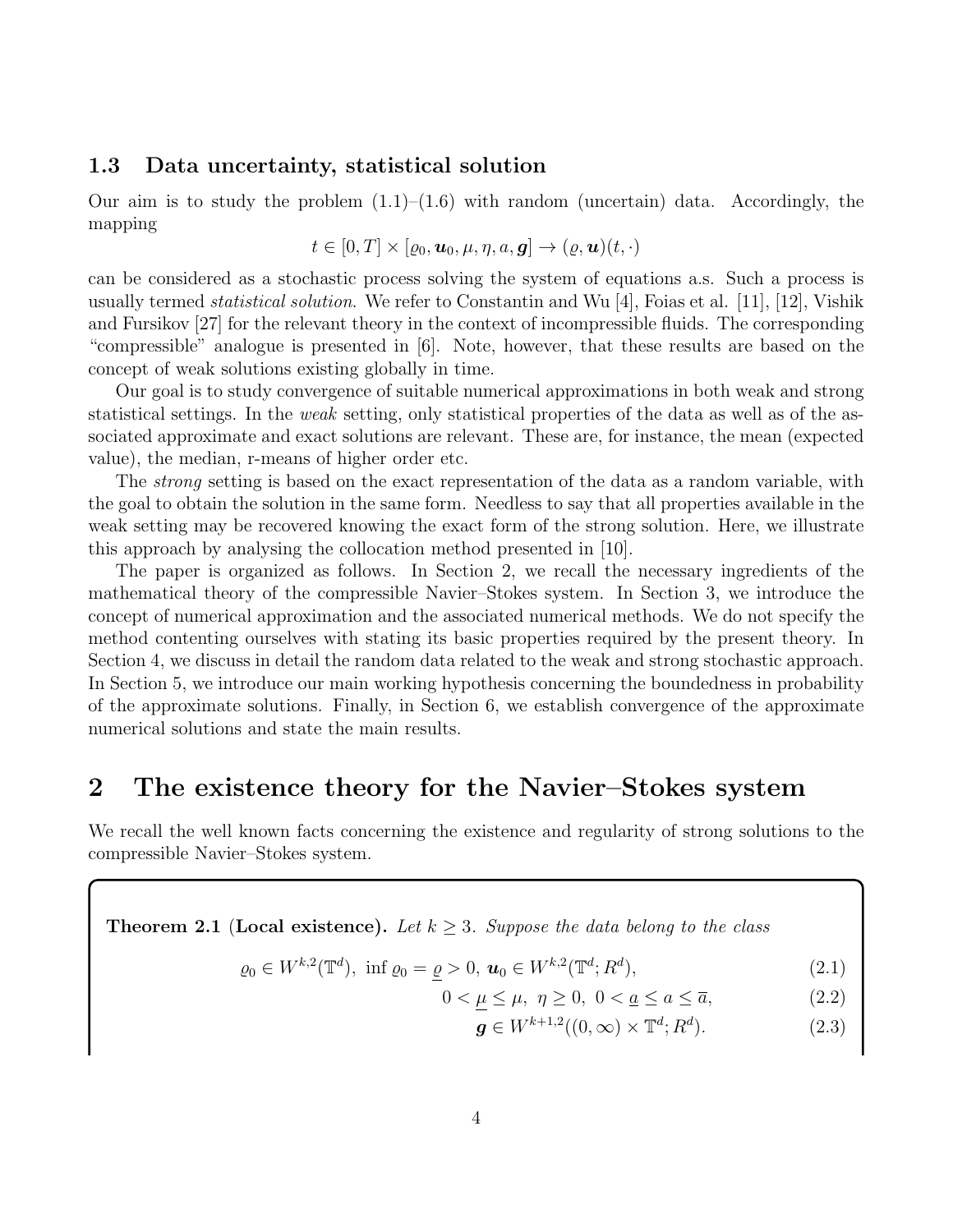### 1.3 Data uncertainty, statistical solution

Our aim is to study the problem (1.1)–(1.6) with random (uncertain) data. Accordingly, the mapping

$$t \in [0,T] \times [\varrho_0, \boldsymbol{u}_0, \mu, \eta, a, \boldsymbol{g}] \to (\varrho, \boldsymbol{u})(t, \cdot)$$

can be considered as a stochastic process solving the system of equations a.s. Such a process is usually termed *statistical solution.* We refer to Constantin and Wu [4], Foias et al. [11], [12], Vishik and Fursikov [27] for the relevant theory in the context of incompressible fluids. The corresponding "compressible" analogue is presented in [6]. Note, however, that these results are based on the concept of weak solutions existing globally in time.

Our goal is to study convergence of suitable numerical approximations in both weak and strong statistical settings. In the *weak* setting, only statistical properties of the data as well as of the associated approximate and exact solutions are relevant. These are, for instance, the mean (expected value), the median, r-means of higher order etc.

The *strong* setting is based on the exact representation of the data as a random variable, with the goal to obtain the solution in the same form. Needless to say that all properties available in the weak setting may be recovered knowing the exact form of the strong solution. Here, we illustrate this approach by analysing the collocation method presented in [10].

The paper is organized as follows. In Section 2, we recall the necessary ingredients of the mathematical theory of the compressible Navier–Stokes system. In Section 3, we introduce the concept of numerical approximation and the associated numerical methods. We do not specify the method contenting ourselves with stating its basic properties required by the present theory. In Section 4, we discuss in detail the random data related to the weak and strong stochastic approach. In Section 5, we introduce our main working hypothesis concerning the boundedness in probability of the approximate solutions. Finally, in Section 6, we establish convergence of the approximate numerical solutions and state the main results.

# 2 The existence theory for the Navier–Stokes system

We recall the well known facts concerning the existence and regularity of strong solutions to the compressible Navier–Stokes system.

**Theorem 2.1** (**Local existence).** *Let $k \geq 3$. Suppose the data belong to the class*

$$\varrho_0 \in W^{k,2}(\mathbb{T}^d),\ \inf \varrho_0 = \underline{\varrho} > 0,\ \boldsymbol{u}_0 \in W^{k,2}(\mathbb{T}^d; R^d), \tag{2.1}$$

$$0 < \underline{\mu} \leq \mu,\ \eta \geq 0,\ 0 < \underline{a} \leq a \leq \overline{a}, \tag{2.2}$$

$$\boldsymbol{g} \in W^{k+1,2}((0,\infty) \times \mathbb{T}^d; R^d). \tag{2.3}$$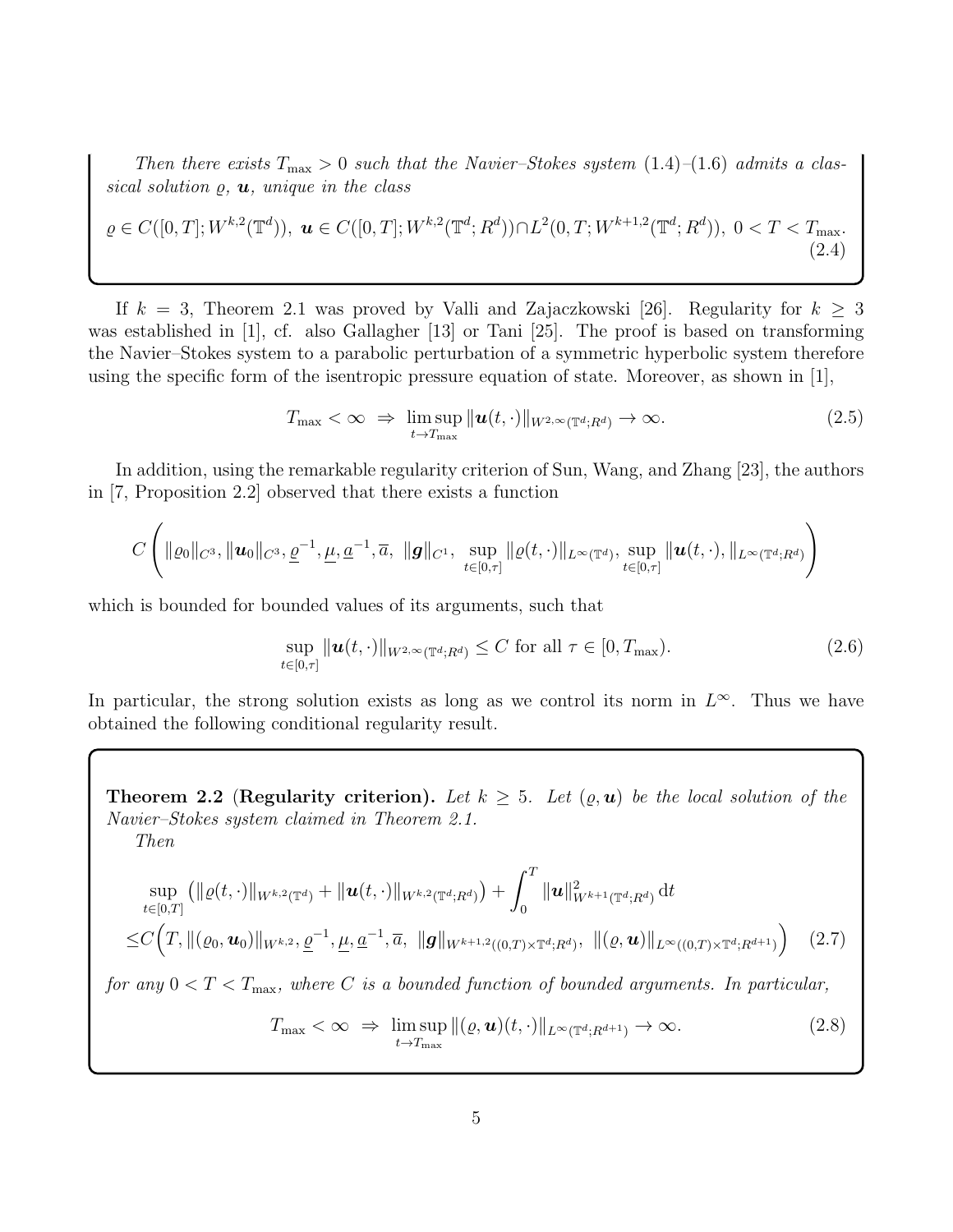*Then there exists $T_{\max} > 0$ such that the Navier–Stokes system (1.4)–(1.6) admits a classical solution $\varrho$, $\boldsymbol{u}$, unique in the class*

$$\varrho \in C([0,T]; W^{k,2}(\mathbb{T}^d)),\ \boldsymbol{u} \in C([0,T]; W^{k,2}(\mathbb{T}^d; R^d)) \cap L^2(0,T; W^{k+1,2}(\mathbb{T}^d; R^d)),\ 0 < T < T_{\max}. \tag{2.4}$$

If $k = 3$, Theorem 2.1 was proved by Valli and Zajaczkowski [26]. Regularity for $k \geq 3$ was established in [1], cf. also Gallagher [13] or Tani [25]. The proof is based on transforming the Navier–Stokes system to a parabolic perturbation of a symmetric hyperbolic system therefore using the specific form of the isentropic pressure equation of state. Moreover, as shown in [1],

$$T_{\max} < \infty \ \Rightarrow \ \limsup_{t \to T_{\max}} \|\boldsymbol{u}(t,\cdot)\|_{W^{2,\infty}(\mathbb{T}^d;R^d)} \to \infty. \tag{2.5}$$

In addition, using the remarkable regularity criterion of Sun, Wang, and Zhang [23], the authors in [7, Proposition 2.2] observed that there exists a function

$$C\left( \|\varrho_0\|_{C^3}, \|\boldsymbol{u}_0\|_{C^3}, \underline{\varrho}^{-1}, \underline{\mu}, \underline{a}^{-1}, \overline{a},\ \|\boldsymbol{g}\|_{C^1},\ \sup_{t\in[0,\tau]} \|\varrho(t,\cdot)\|_{L^\infty(\mathbb{T}^d)}, \sup_{t\in[0,\tau]} \|\boldsymbol{u}(t,\cdot), \|_{L^\infty(\mathbb{T}^d;R^d)} \right)$$

which is bounded for bounded values of its arguments, such that

$$\sup_{t\in[0,\tau]} \|\boldsymbol{u}(t,\cdot)\|_{W^{2,\infty}(\mathbb{T}^d;R^d)} \leq C \text{ for all } \tau \in [0, T_{\max}). \tag{2.6}$$

In particular, the strong solution exists as long as we control its norm in $L^\infty$. Thus we have obtained the following conditional regularity result.

**Theorem 2.2 (Regularity criterion).** *Let $k \geq 5$. Let $(\varrho, \boldsymbol{u})$ be the local solution of the Navier–Stokes system claimed in Theorem 2.1.*

*Then*

$$\begin{aligned} &\sup_{t\in[0,T]} \left( \|\varrho(t,\cdot)\|_{W^{k,2}(\mathbb{T}^d)} + \|\boldsymbol{u}(t,\cdot)\|_{W^{k,2}(\mathbb{T}^d;R^d)} \right) + \int_0^T \|\boldsymbol{u}\|^2_{W^{k+1}(\mathbb{T}^d;R^d)} \,\mathrm{d}t \\ \leq &C\Big(T, \|(\varrho_0, \boldsymbol{u}_0)\|_{W^{k,2}}, \underline{\varrho}^{-1}, \underline{\mu}, \underline{a}^{-1}, \overline{a},\ \|\boldsymbol{g}\|_{W^{k+1,2}((0,T)\times\mathbb{T}^d;R^d)},\ \|(\varrho,\boldsymbol{u})\|_{L^\infty((0,T)\times\mathbb{T}^d;R^{d+1})}\Big) \end{aligned} \tag{2.7}$$

*for any $0 < T < T_{\max}$, where $C$ is a bounded function of bounded arguments. In particular,*

$$T_{\max} < \infty \ \Rightarrow \ \limsup_{t\to T_{\max}} \|(\varrho, \boldsymbol{u})(t,\cdot)\|_{L^\infty(\mathbb{T}^d;R^{d+1})} \to \infty. \tag{2.8}$$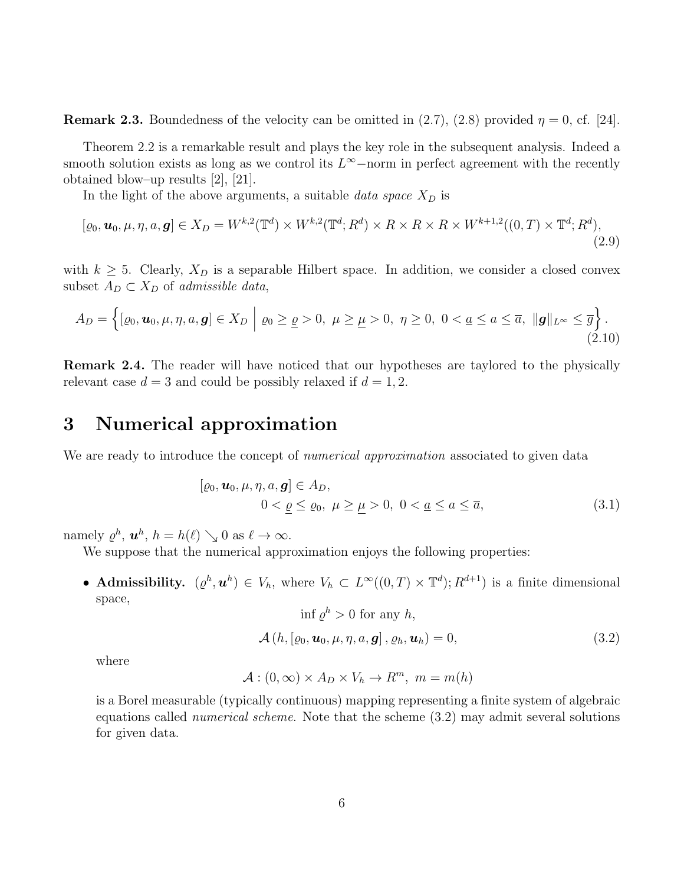**Remark 2.3.** Boundedness of the velocity can be omitted in (2.7), (2.8) provided $\eta = 0$, cf. [24].

Theorem 2.2 is a remarkable result and plays the key role in the subsequent analysis. Indeed a smooth solution exists as long as we control its $L^\infty-$norm in perfect agreement with the recently obtained blow–up results [2], [21].

In the light of the above arguments, a suitable *data space* $X_D$ is

$$[\varrho_0, \boldsymbol{u}_0, \mu, \eta, a, \boldsymbol{g}] \in X_D = W^{k,2}(\mathbb{T}^d) \times W^{k,2}(\mathbb{T}^d; R^d) \times R \times R \times R \times W^{k+1,2}((0,T) \times \mathbb{T}^d; R^d), \tag{2.9}$$

with $k \geq 5$. Clearly, $X_D$ is a separable Hilbert space. In addition, we consider a closed convex subset $A_D \subset X_D$ of *admissible data*,

$$A_D = \left\{ [\varrho_0, \boldsymbol{u}_0, \mu, \eta, a, \boldsymbol{g}] \in X_D \ \middle| \ \varrho_0 \geq \underline{\varrho} > 0,\ \mu \geq \underline{\mu} > 0,\ \eta \geq 0,\ 0 < \underline{a} \leq a \leq \overline{a},\ \|\boldsymbol{g}\|_{L^\infty} \leq \overline{g} \right\}. \tag{2.10}$$

**Remark 2.4.** The reader will have noticed that our hypotheses are taylored to the physically relevant case $d = 3$ and could be possibly relaxed if $d = 1, 2$.

# 3 Numerical approximation

We are ready to introduce the concept of *numerical approximation* associated to given data

$$\begin{aligned} &[\varrho_0, \boldsymbol{u}_0, \mu, \eta, a, \boldsymbol{g}] \in A_D, \\ &\qquad 0 < \underline{\varrho} \leq \varrho_0,\ \mu \geq \underline{\mu} > 0,\ 0 < \underline{a} \leq a \leq \overline{a}, \end{aligned} \tag{3.1}$$

namely $\varrho^h$, $\boldsymbol{u}^h$, $h = h(\ell) \searrow 0$ as $\ell \to \infty$.

We suppose that the numerical approximation enjoys the following properties:

- **Admissibility.** $(\varrho^h, \boldsymbol{u}^h) \in V_h$, where $V_h \subset L^\infty((0,T) \times \mathbb{T}^d); R^{d+1})$ is a finite dimensional space,

$$\inf \varrho^h > 0 \text{ for any } h,$$

$$\mathcal{A}\left(h, [\varrho_0, \boldsymbol{u}_0, \mu, \eta, a, \boldsymbol{g}], \varrho_h, \boldsymbol{u}_h\right) = 0, \tag{3.2}$$

  where

$$\mathcal{A} : (0, \infty) \times A_D \times V_h \to R^m,\ m = m(h)$$

  is a Borel measurable (typically continuous) mapping representing a finite system of algebraic equations called *numerical scheme*. Note that the scheme (3.2) may admit several solutions for given data.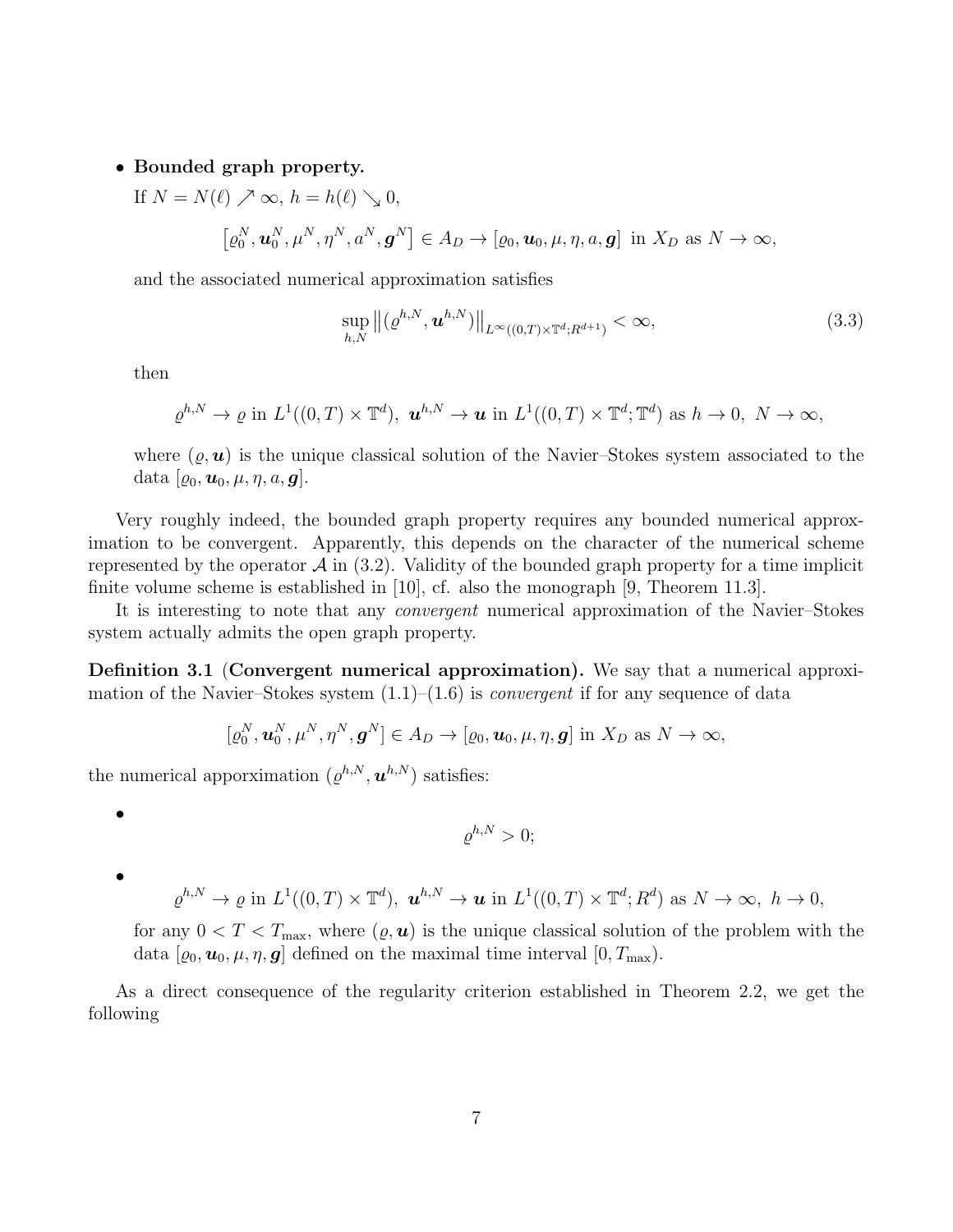- **Bounded graph property.**

  If $N = N(\ell) \nearrow \infty$, $h = h(\ell) \searrow 0$,

$$
\left[\varrho_0^N, \boldsymbol{u}_0^N, \mu^N, \eta^N, a^N, \boldsymbol{g}^N\right] \in A_D \to [\varrho_0, \boldsymbol{u}_0, \mu, \eta, a, \boldsymbol{g}] \text{ in } X_D \text{ as } N \to \infty,
$$

  and the associated numerical approximation satisfies

$$
\sup_{h,N} \left\| (\varrho^{h,N}, \boldsymbol{u}^{h,N}) \right\|_{L^\infty((0,T)\times\mathbb{T}^d; R^{d+1})} < \infty, \tag{3.3}
$$

  then

$$
\varrho^{h,N} \to \varrho \text{ in } L^1((0,T)\times\mathbb{T}^d),\ \boldsymbol{u}^{h,N} \to \boldsymbol{u} \text{ in } L^1((0,T)\times\mathbb{T}^d;\mathbb{T}^d) \text{ as } h \to 0,\ N \to \infty,
$$

  where $(\varrho, \boldsymbol{u})$ is the unique classical solution of the Navier–Stokes system associated to the data $[\varrho_0, \boldsymbol{u}_0, \mu, \eta, a, \boldsymbol{g}]$.

Very roughly indeed, the bounded graph property requires any bounded numerical approximation to be convergent. Apparently, this depends on the character of the numerical scheme represented by the operator $\mathcal{A}$ in (3.2). Validity of the bounded graph property for a time implicit finite volume scheme is established in [10], cf. also the monograph [9, Theorem 11.3].

It is interesting to note that any *convergent* numerical approximation of the Navier–Stokes system actually admits the open graph property.

**Definition 3.1 (Convergent numerical approximation).** We say that a numerical approximation of the Navier–Stokes system (1.1)–(1.6) is *convergent* if for any sequence of data

$$
[\varrho_0^N, \boldsymbol{u}_0^N, \mu^N, \eta^N, \boldsymbol{g}^N] \in A_D \to [\varrho_0, \boldsymbol{u}_0, \mu, \eta, \boldsymbol{g}] \text{ in } X_D \text{ as } N \to \infty,
$$

the numerical apporximation $(\varrho^{h,N}, \boldsymbol{u}^{h,N})$ satisfies:

- $$
\varrho^{h,N} > 0;
$$

- $$
\varrho^{h,N} \to \varrho \text{ in } L^1((0,T)\times\mathbb{T}^d),\ \boldsymbol{u}^{h,N} \to \boldsymbol{u} \text{ in } L^1((0,T)\times\mathbb{T}^d; R^d) \text{ as } N \to \infty,\ h \to 0,
$$

  for any $0 < T < T_{\max}$, where $(\varrho, \boldsymbol{u})$ is the unique classical solution of the problem with the data $[\varrho_0, \boldsymbol{u}_0, \mu, \eta, \boldsymbol{g}]$ defined on the maximal time interval $[0, T_{\max})$.

As a direct consequence of the regularity criterion established in Theorem 2.2, we get the following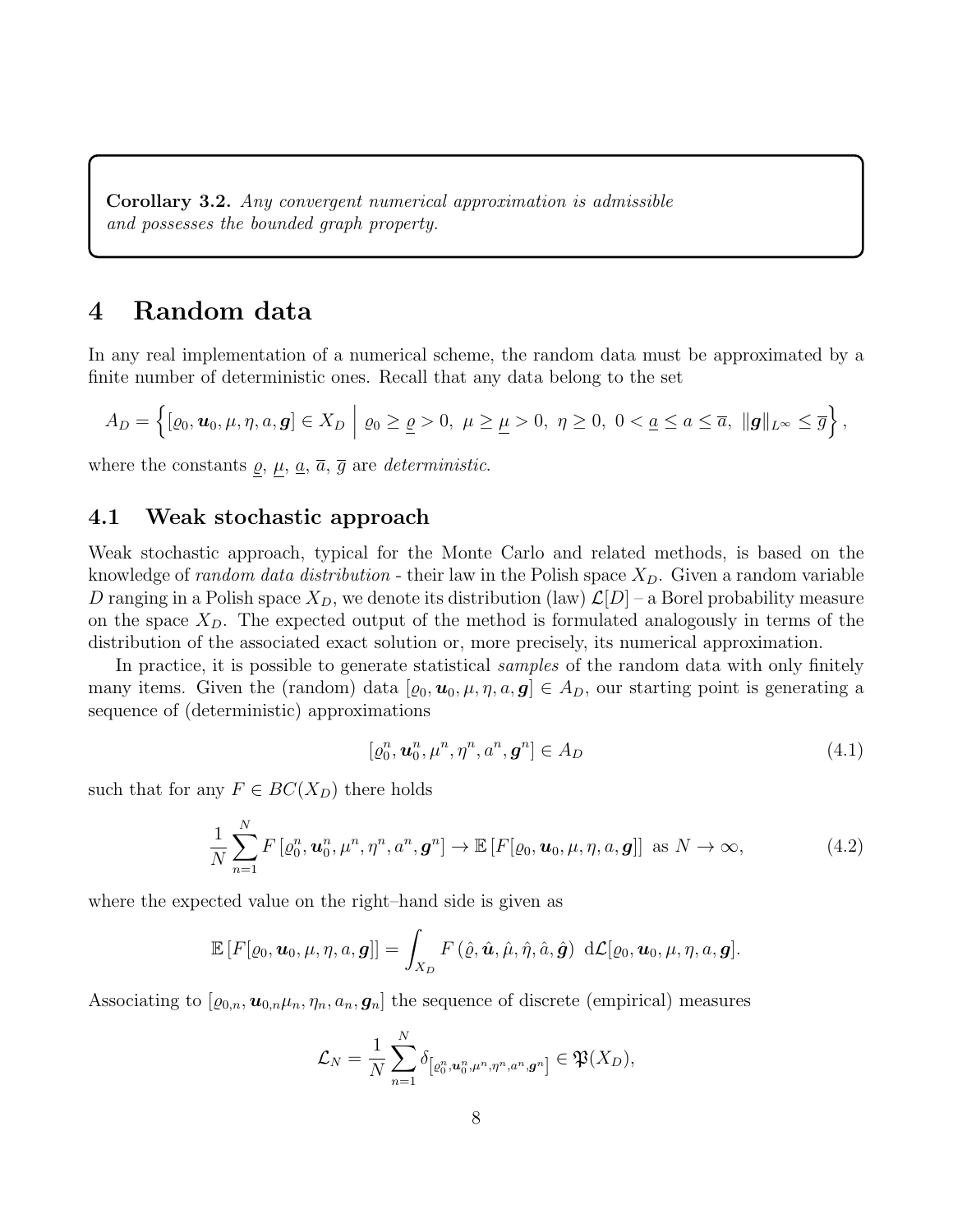**Corollary 3.2.** *Any convergent numerical approximation is admissible and possesses the bounded graph property.*

# 4 Random data

In any real implementation of a numerical scheme, the random data must be approximated by a finite number of deterministic ones. Recall that any data belong to the set

$$A_D = \left\{ [\varrho_0, \boldsymbol{u}_0, \mu, \eta, a, \boldsymbol{g}] \in X_D \ \middle| \ \varrho_0 \geq \underline{\varrho} > 0,\ \mu \geq \underline{\mu} > 0,\ \eta \geq 0,\ 0 < \underline{a} \leq a \leq \overline{a},\ \|\boldsymbol{g}\|_{L^\infty} \leq \overline{g} \right\},$$

where the constants $\underline{\varrho}$, $\underline{\mu}$, $\underline{a}$, $\overline{a}$, $\overline{g}$ are *deterministic*.

## 4.1 Weak stochastic approach

Weak stochastic approach, typical for the Monte Carlo and related methods, is based on the knowledge of *random data distribution* - their law in the Polish space $X_D$. Given a random variable $D$ ranging in a Polish space $X_D$, we denote its distribution (law) $\mathcal{L}[D]$ – a Borel probability measure on the space $X_D$. The expected output of the method is formulated analogously in terms of the distribution of the associated exact solution or, more precisely, its numerical approximation.

In practice, it is possible to generate statistical *samples* of the random data with only finitely many items. Given the (random) data $[\varrho_0, \boldsymbol{u}_0, \mu, \eta, a, \boldsymbol{g}] \in A_D$, our starting point is generating a sequence of (deterministic) approximations

$$[\varrho_0^n, \boldsymbol{u}_0^n, \mu^n, \eta^n, a^n, \boldsymbol{g}^n] \in A_D \tag{4.1}$$

such that for any $F \in BC(X_D)$ there holds

$$\frac{1}{N} \sum_{n=1}^{N} F\left[\varrho_0^n, \boldsymbol{u}_0^n, \mu^n, \eta^n, a^n, \boldsymbol{g}^n\right] \to \mathbb{E}\left[F[\varrho_0, \boldsymbol{u}_0, \mu, \eta, a, \boldsymbol{g}]\right] \text{ as } N \to \infty, \tag{4.2}$$

where the expected value on the right–hand side is given as

$$\mathbb{E}\left[F[\varrho_0, \boldsymbol{u}_0, \mu, \eta, a, \boldsymbol{g}]\right] = \int_{X_D} F\left(\hat{\varrho}, \hat{\boldsymbol{u}}, \hat{\mu}, \hat{\eta}, \hat{a}, \hat{\boldsymbol{g}}\right) \ \mathrm{d}\mathcal{L}[\varrho_0, \boldsymbol{u}_0, \mu, \eta, a, \boldsymbol{g}].$$

Associating to $[\varrho_{0,n}, \boldsymbol{u}_{0,n}\mu_n, \eta_n, a_n, \boldsymbol{g}_n]$ the sequence of discrete (empirical) measures

$$\mathcal{L}_N = \frac{1}{N} \sum_{n=1}^{N} \delta_{\left[\varrho_0^n, \boldsymbol{u}_0^n, \mu^n, \eta^n, a^n, \boldsymbol{g}^n\right]} \in \mathfrak{P}(X_D),$$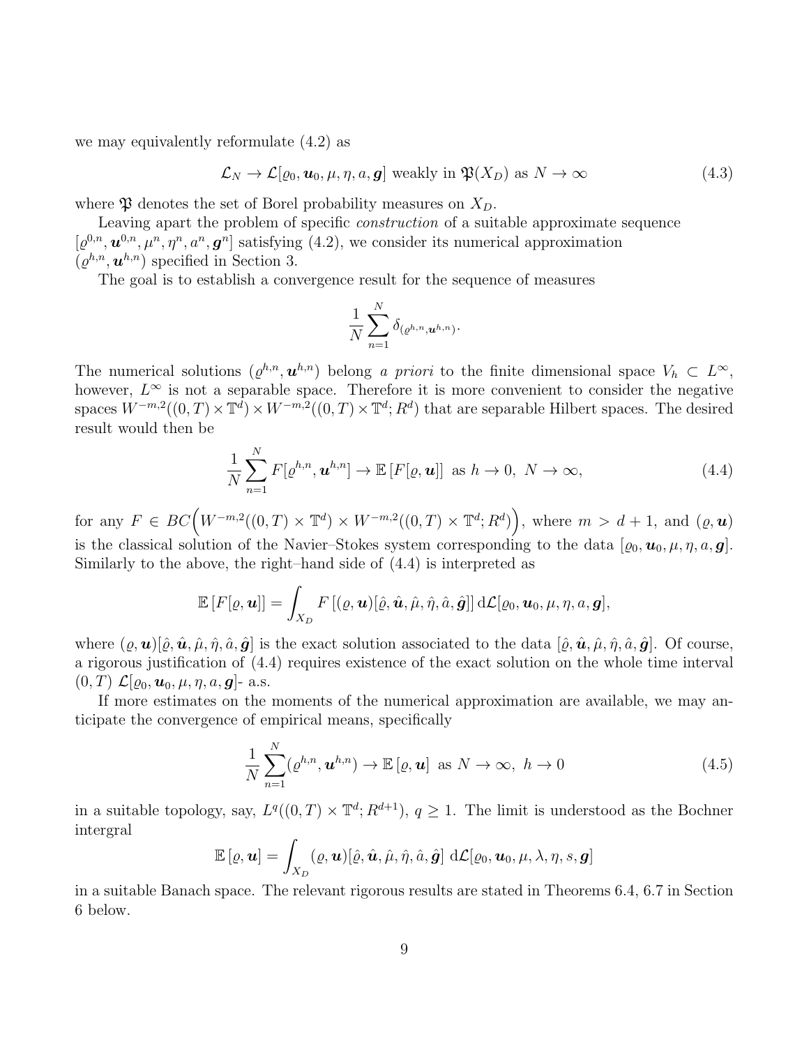we may equivalently reformulate (4.2) as

$$\mathcal{L}_N \to \mathcal{L}[\varrho_0, \boldsymbol{u}_0, \mu, \eta, a, \boldsymbol{g}] \text{ weakly in } \mathfrak{P}(X_D) \text{ as } N \to \infty \tag{4.3}$$

where $\mathfrak{P}$ denotes the set of Borel probability measures on $X_D$.

Leaving apart the problem of specific *construction* of a suitable approximate sequence $[\varrho^{0,n}, \boldsymbol{u}^{0,n}, \mu^n, \eta^n, a^n, \boldsymbol{g}^n]$ satisfying (4.2), we consider its numerical approximation $(\varrho^{h,n}, \boldsymbol{u}^{h,n})$ specified in Section 3.

The goal is to establish a convergence result for the sequence of measures

$$\frac{1}{N} \sum_{n=1}^{N} \delta_{(\varrho^{h,n}, \boldsymbol{u}^{h,n})}.$$

The numerical solutions $(\varrho^{h,n}, \boldsymbol{u}^{h,n})$ belong *a priori* to the finite dimensional space $V_h \subset L^\infty$, however, $L^\infty$ is not a separable space. Therefore it is more convenient to consider the negative spaces $W^{-m,2}((0,T) \times \mathbb{T}^d) \times W^{-m,2}((0,T) \times \mathbb{T}^d; R^d)$ that are separable Hilbert spaces. The desired result would then be

$$\frac{1}{N} \sum_{n=1}^{N} F[\varrho^{h,n}, \boldsymbol{u}^{h,n}] \to \mathbb{E}\left[F[\varrho, \boldsymbol{u}]\right] \text{ as } h \to 0,\ N \to \infty, \tag{4.4}$$

for any $F \in BC\Big(W^{-m,2}((0,T) \times \mathbb{T}^d) \times W^{-m,2}((0,T) \times \mathbb{T}^d; R^d)\Big)$, where $m > d+1$, and $(\varrho, \boldsymbol{u})$ is the classical solution of the Navier–Stokes system corresponding to the data $[\varrho_0, \boldsymbol{u}_0, \mu, \eta, a, \boldsymbol{g}]$. Similarly to the above, the right–hand side of (4.4) is interpreted as

$$\mathbb{E}\left[F[\varrho, \boldsymbol{u}]\right] = \int_{X_D} F\left[(\varrho, \boldsymbol{u})[\hat{\varrho}, \hat{\boldsymbol{u}}, \hat{\mu}, \hat{\eta}, \hat{a}, \hat{\boldsymbol{g}}]\right] \mathrm{d}\mathcal{L}[\varrho_0, \boldsymbol{u}_0, \mu, \eta, a, \boldsymbol{g}],$$

where $(\varrho, \boldsymbol{u})[\hat{\varrho}, \hat{\boldsymbol{u}}, \hat{\mu}, \hat{\eta}, \hat{a}, \hat{\boldsymbol{g}}]$ is the exact solution associated to the data $[\hat{\varrho}, \hat{\boldsymbol{u}}, \hat{\mu}, \hat{\eta}, \hat{a}, \hat{\boldsymbol{g}}]$. Of course, a rigorous justification of (4.4) requires existence of the exact solution on the whole time interval $(0,T)$ $\mathcal{L}[\varrho_0, \boldsymbol{u}_0, \mu, \eta, a, \boldsymbol{g}]$- a.s.

If more estimates on the moments of the numerical approximation are available, we may anticipate the convergence of empirical means, specifically

$$\frac{1}{N} \sum_{n=1}^{N} (\varrho^{h,n}, \boldsymbol{u}^{h,n}) \to \mathbb{E}\left[\varrho, \boldsymbol{u}\right] \text{ as } N \to \infty,\ h \to 0 \tag{4.5}$$

in a suitable topology, say, $L^q((0,T) \times \mathbb{T}^d; R^{d+1})$, $q \geq 1$. The limit is understood as the Bochner intergral

$$\mathbb{E}\left[\varrho, \boldsymbol{u}\right] = \int_{X_D} (\varrho, \boldsymbol{u})[\hat{\varrho}, \hat{\boldsymbol{u}}, \hat{\mu}, \hat{\eta}, \hat{a}, \hat{\boldsymbol{g}}] \ \mathrm{d}\mathcal{L}[\varrho_0, \boldsymbol{u}_0, \mu, \lambda, \eta, s, \boldsymbol{g}]$$

in a suitable Banach space. The relevant rigorous results are stated in Theorems 6.4, 6.7 in Section 6 below.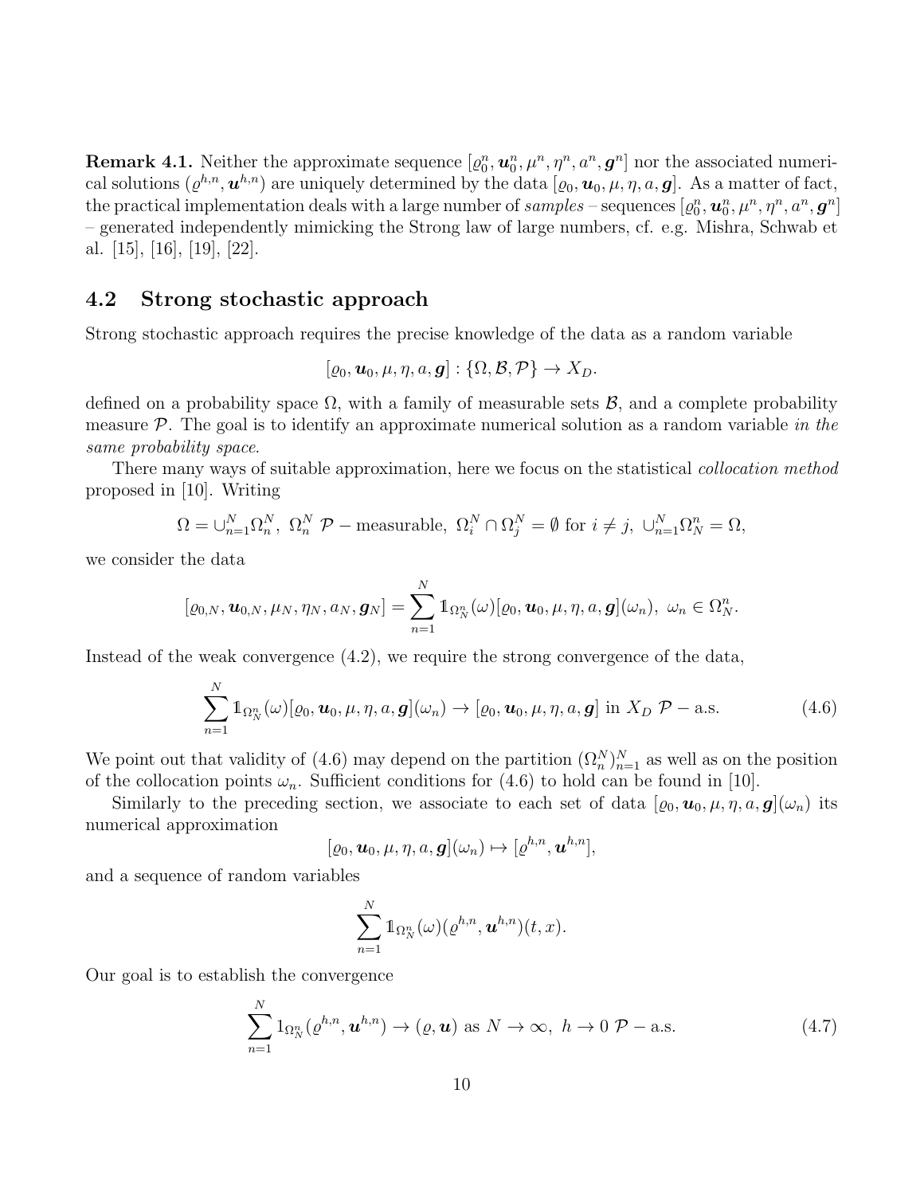**Remark 4.1.** Neither the approximate sequence $[\varrho_0^n, \boldsymbol{u}_0^n, \mu^n, \eta^n, a^n, \boldsymbol{g}^n]$ nor the associated numerical solutions $(\varrho^{h,n}, \boldsymbol{u}^{h,n})$ are uniquely determined by the data $[\varrho_0, \boldsymbol{u}_0, \mu, \eta, a, \boldsymbol{g}]$. As a matter of fact, the practical implementation deals with a large number of *samples* – sequences $[\varrho_0^n, \boldsymbol{u}_0^n, \mu^n, \eta^n, a^n, \boldsymbol{g}^n]$ – generated independently mimicking the Strong law of large numbers, cf. e.g. Mishra, Schwab et al. [15], [16], [19], [22].

## 4.2 Strong stochastic approach

Strong stochastic approach requires the precise knowledge of the data as a random variable

$$[\varrho_0, \boldsymbol{u}_0, \mu, \eta, a, \boldsymbol{g}] : \{\Omega, \mathcal{B}, \mathcal{P}\} \to X_D.$$

defined on a probability space $\Omega$, with a family of measurable sets $\mathcal{B}$, and a complete probability measure $\mathcal{P}$. The goal is to identify an approximate numerical solution as a random variable *in the same probability space*.

There many ways of suitable approximation, here we focus on the statistical *collocation method* proposed in [10]. Writing

$$\Omega = \cup_{n=1}^N \Omega_n^N, \ \Omega_n^N \ \mathcal{P} - \text{measurable}, \ \Omega_i^N \cap \Omega_j^N = \emptyset \text{ for } i \neq j, \ \cup_{n=1}^N \Omega_N^n = \Omega,$$

we consider the data

$$[\varrho_{0,N}, \boldsymbol{u}_{0,N}, \mu_N, \eta_N, a_N, \boldsymbol{g}_N] = \sum_{n=1}^N \mathbb{1}_{\Omega_N^n}(\omega)[\varrho_0, \boldsymbol{u}_0, \mu, \eta, a, \boldsymbol{g}](\omega_n), \ \omega_n \in \Omega_N^n.$$

Instead of the weak convergence (4.2), we require the strong convergence of the data,

$$\sum_{n=1}^N \mathbb{1}_{\Omega_N^n}(\omega)[\varrho_0, \boldsymbol{u}_0, \mu, \eta, a, \boldsymbol{g}](\omega_n) \to [\varrho_0, \boldsymbol{u}_0, \mu, \eta, a, \boldsymbol{g}] \text{ in } X_D \ \mathcal{P} - \text{a.s.} \tag{4.6}$$

We point out that validity of (4.6) may depend on the partition $(\Omega_n^N)_{n=1}^N$ as well as on the position of the collocation points $\omega_n$. Sufficient conditions for (4.6) to hold can be found in [10].

Similarly to the preceding section, we associate to each set of data $[\varrho_0, \boldsymbol{u}_0, \mu, \eta, a, \boldsymbol{g}](\omega_n)$ its numerical approximation

$$[\varrho_0, \boldsymbol{u}_0, \mu, \eta, a, \boldsymbol{g}](\omega_n) \mapsto [\varrho^{h,n}, \boldsymbol{u}^{h,n}],$$

and a sequence of random variables

$$\sum_{n=1}^N \mathbb{1}_{\Omega_N^n}(\omega)(\varrho^{h,n}, \boldsymbol{u}^{h,n})(t, x).$$

Our goal is to establish the convergence

$$\sum_{n=1}^N 1_{\Omega_N^n}(\varrho^{h,n}, \boldsymbol{u}^{h,n}) \to (\varrho, \boldsymbol{u}) \text{ as } N \to \infty, \ h \to 0 \ \mathcal{P} - \text{a.s.} \tag{4.7}$$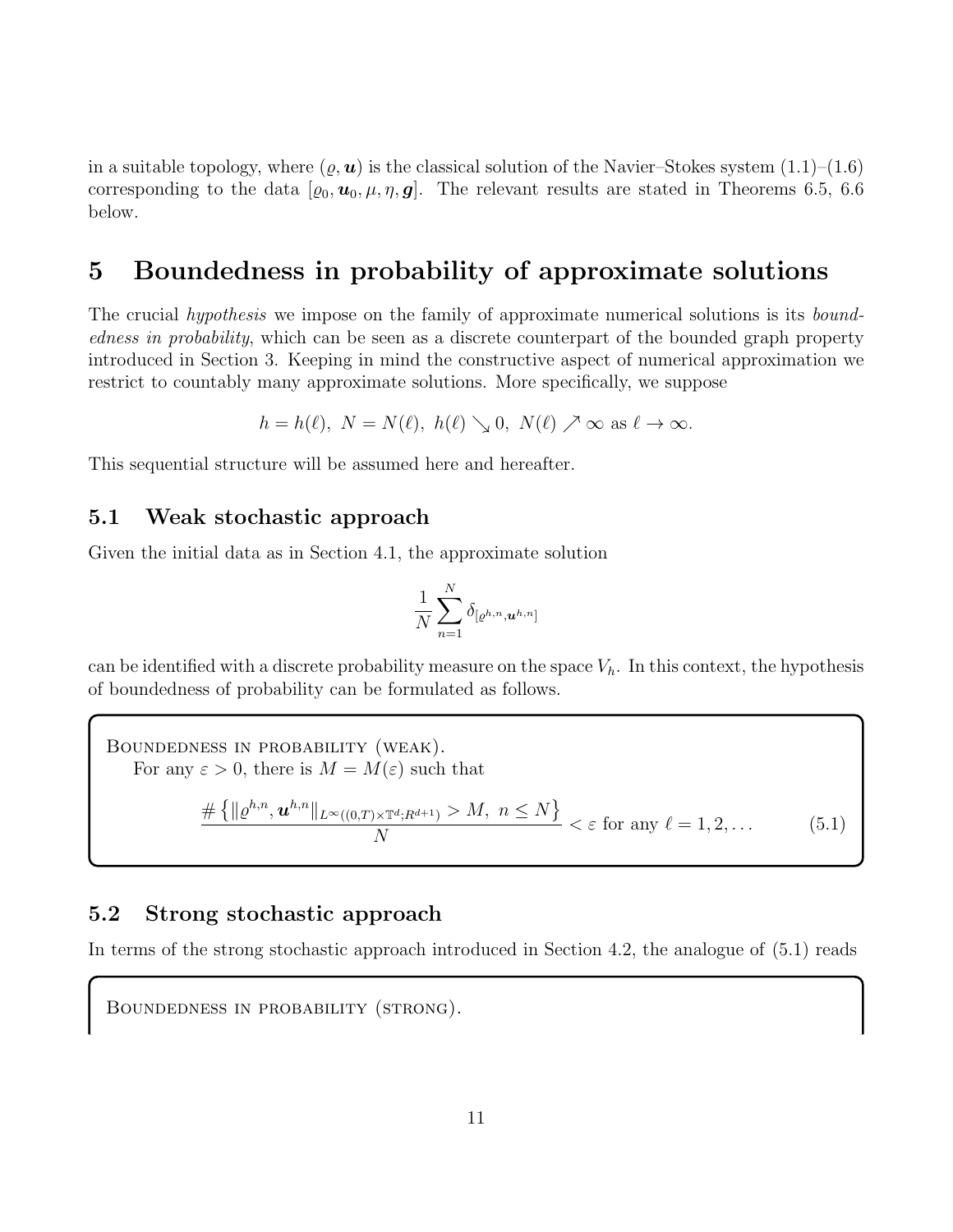in a suitable topology, where $(\varrho, \boldsymbol{u})$ is the classical solution of the Navier–Stokes system (1.1)–(1.6) corresponding to the data $[\varrho_0, \boldsymbol{u}_0, \mu, \eta, \boldsymbol{g}]$. The relevant results are stated in Theorems 6.5, 6.6 below.

# 5 Boundedness in probability of approximate solutions

The crucial *hypothesis* we impose on the family of approximate numerical solutions is its *boundedness in probability*, which can be seen as a discrete counterpart of the bounded graph property introduced in Section 3. Keeping in mind the constructive aspect of numerical approximation we restrict to countably many approximate solutions. More specifically, we suppose

$$h = h(\ell),\ N = N(\ell),\ h(\ell) \searrow 0,\ N(\ell) \nearrow \infty \text{ as } \ell \to \infty.$$

This sequential structure will be assumed here and hereafter.

## 5.1 Weak stochastic approach

Given the initial data as in Section 4.1, the approximate solution

$$\frac{1}{N} \sum_{n=1}^{N} \delta_{[\varrho^{h,n}, \boldsymbol{u}^{h,n}]}$$

can be identified with a discrete probability measure on the space $V_h$. In this context, the hypothesis of boundedness of probability can be formulated as follows.

Boundedness in probability (weak).

For any $\varepsilon > 0$, there is $M = M(\varepsilon)$ such that

$$\frac{\# \left\{ \| \varrho^{h,n}, \boldsymbol{u}^{h,n} \|_{L^\infty((0,T)\times\mathbb{T}^d;R^{d+1})} > M,\ n \leq N \right\}}{N} < \varepsilon \text{ for any } \ell = 1, 2, \dots \tag{5.1}$$

## 5.2 Strong stochastic approach

In terms of the strong stochastic approach introduced in Section 4.2, the analogue of (5.1) reads

Boundedness in probability (strong).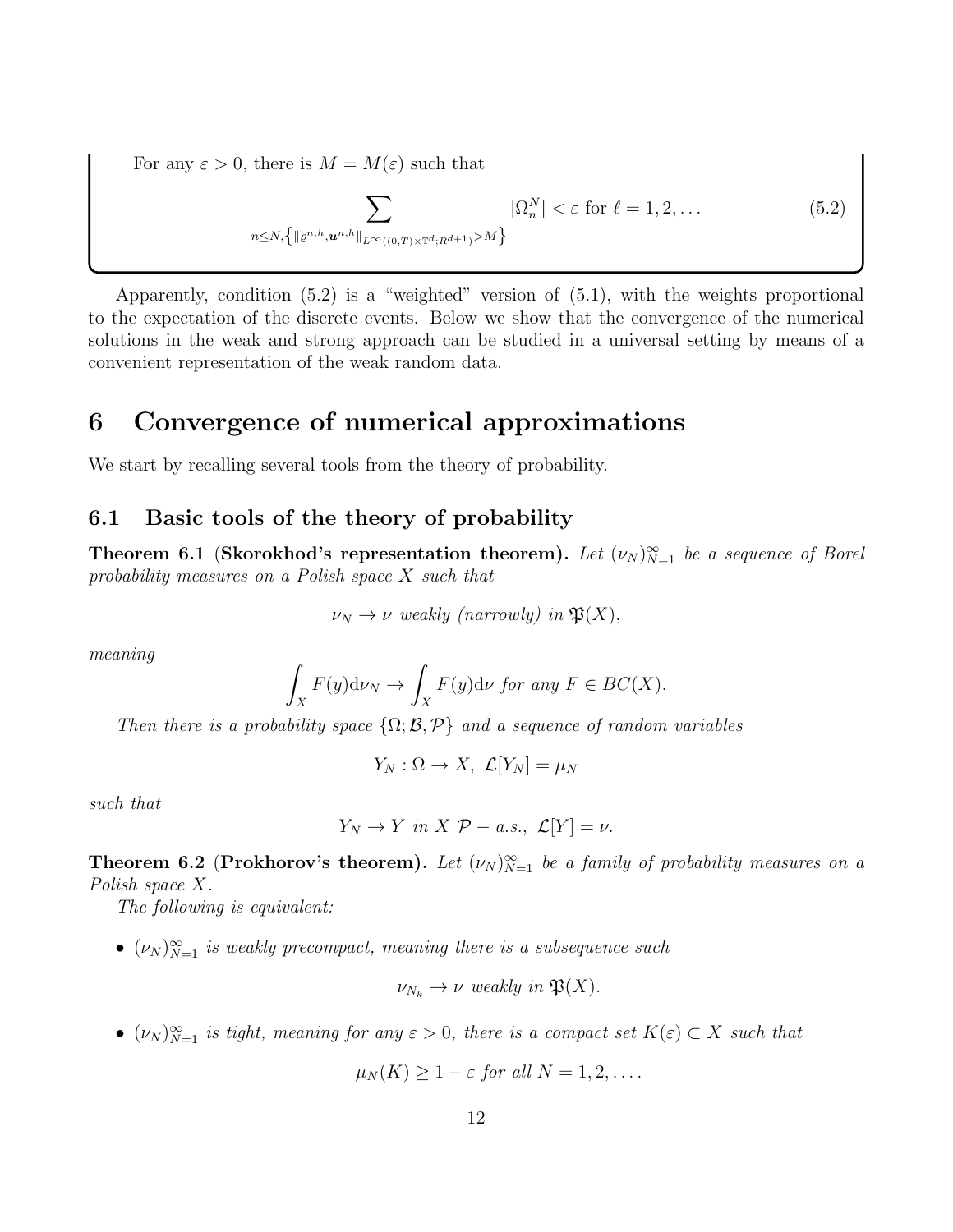For any $\varepsilon > 0$, there is $M = M(\varepsilon)$ such that

$$\sum_{n \leq N, \left\{ \| \varrho^{n,h}, \boldsymbol{u}^{n,h} \|_{L^\infty((0,T)\times\mathbb{T}^d; R^{d+1})} > M \right\}} |\Omega^N_n| < \varepsilon \text{ for } \ell = 1, 2, \ldots \tag{5.2}$$

Apparently, condition (5.2) is a "weighted" version of (5.1), with the weights proportional to the expectation of the discrete events. Below we show that the convergence of the numerical solutions in the weak and strong approach can be studied in a universal setting by means of a convenient representation of the weak random data.

# 6 Convergence of numerical approximations

We start by recalling several tools from the theory of probability.

## 6.1 Basic tools of the theory of probability

**Theorem 6.1** (**Skorokhod's representation theorem).** *Let $(\nu_N)_{N=1}^\infty$ be a sequence of Borel probability measures on a Polish space $X$ such that*

$$\nu_N \to \nu \text{ weakly (narrowly) in } \mathfrak{P}(X),$$

*meaning*

$$\int_X F(y) \mathrm{d}\nu_N \to \int_X F(y) \mathrm{d}\nu \text{ for any } F \in BC(X).$$

*Then there is a probability space $\{\Omega; \mathcal{B}, \mathcal{P}\}$ and a sequence of random variables*

$$Y_N : \Omega \to X, \; \mathcal{L}[Y_N] = \mu_N$$

*such that*

$$Y_N \to Y \text{ in } X \; \mathcal{P} - a.s., \; \mathcal{L}[Y] = \nu.$$

**Theorem 6.2** (**Prokhorov's theorem).** *Let $(\nu_N)_{N=1}^\infty$ be a family of probability measures on a Polish space $X$.*

*The following is equivalent:*

- *$(\nu_N)_{N=1}^\infty$ is weakly precompact, meaning there is a subsequence such*

$$\nu_{N_k} \to \nu \text{ weakly in } \mathfrak{P}(X).$$

- *$(\nu_N)_{N=1}^\infty$ is tight, meaning for any $\varepsilon > 0$, there is a compact set $K(\varepsilon) \subset X$ such that*

$$\mu_N(K) \geq 1 - \varepsilon \text{ for all } N = 1, 2, \ldots.$$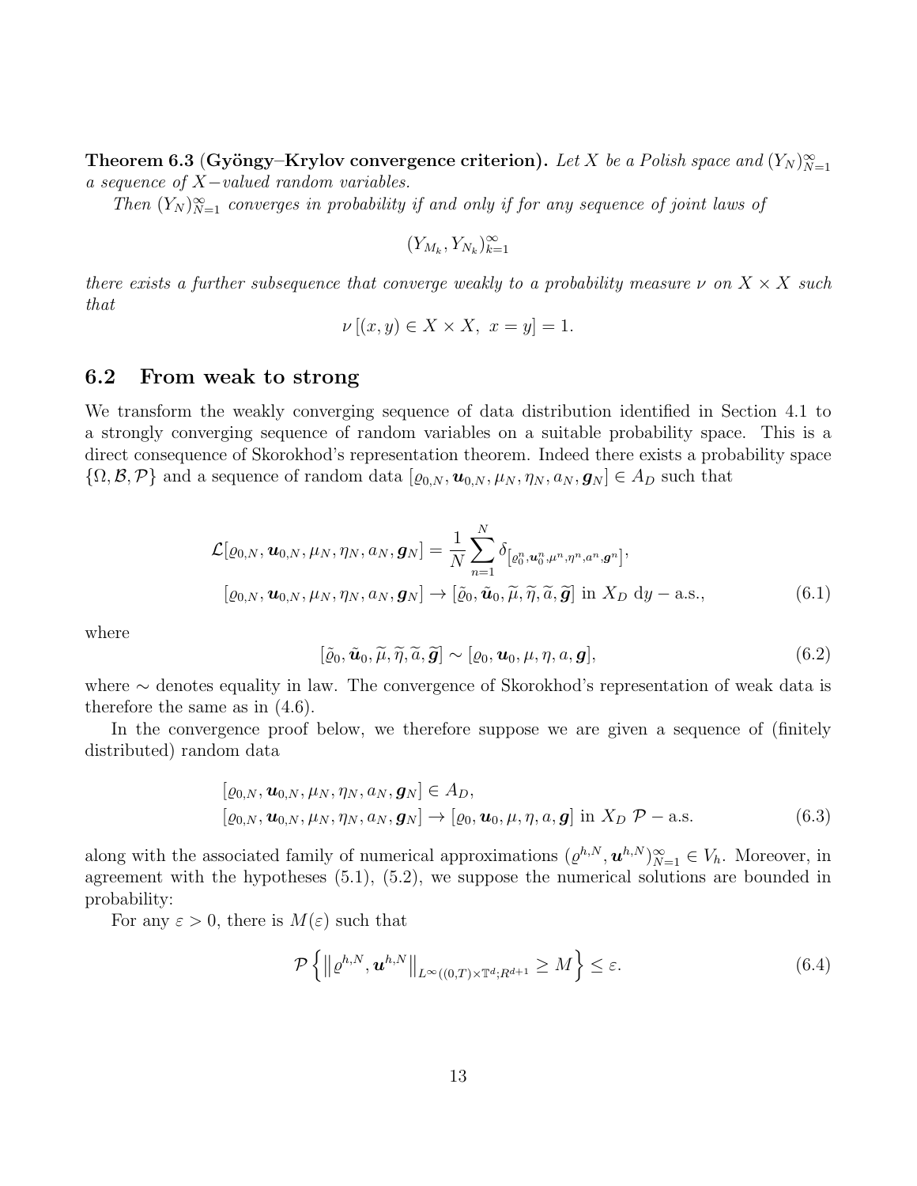**Theorem 6.3 (Gyöngy–Krylov convergence criterion).** *Let $X$ be a Polish space and $(Y_N)_{N=1}^{\infty}$ a sequence of $X-$valued random variables.*

*Then $(Y_N)_{N=1}^{\infty}$ converges in probability if and only if for any sequence of joint laws of*

$$(Y_{M_k}, Y_{N_k})_{k=1}^{\infty}$$

*there exists a further subsequence that converge weakly to a probability measure $\nu$ on $X \times X$ such that*

$$\nu\left[(x,y) \in X \times X,\ x = y\right] = 1.$$

## 6.2 From weak to strong

We transform the weakly converging sequence of data distribution identified in Section 4.1 to a strongly converging sequence of random variables on a suitable probability space. This is a direct consequence of Skorokhod's representation theorem. Indeed there exists a probability space $\{\Omega, \mathcal{B}, \mathcal{P}\}$ and a sequence of random data $[\varrho_{0,N}, \boldsymbol{u}_{0,N}, \mu_N, \eta_N, a_N, \boldsymbol{g}_N] \in A_D$ such that

$$\begin{aligned}
\mathcal{L}[\varrho_{0,N}, \boldsymbol{u}_{0,N}, \mu_N, \eta_N, a_N, \boldsymbol{g}_N] &= \frac{1}{N}\sum_{n=1}^{N} \delta_{\left[\varrho_0^n, \boldsymbol{u}_0^n, \mu^n, \eta^n, a^n, \boldsymbol{g}^n\right]}, \\
[\varrho_{0,N}, \boldsymbol{u}_{0,N}, \mu_N, \eta_N, a_N, \boldsymbol{g}_N] &\to [\tilde{\varrho}_0, \tilde{\boldsymbol{u}}_0, \widetilde{\mu}, \widetilde{\eta}, \widetilde{a}, \widetilde{\boldsymbol{g}}] \text{ in } X_D \ \mathrm{d}y - \text{a.s.,}
\end{aligned} \tag{6.1}$$

where

$$[\tilde{\varrho}_0, \tilde{\boldsymbol{u}}_0, \widetilde{\mu}, \widetilde{\eta}, \widetilde{a}, \widetilde{\boldsymbol{g}}] \sim [\varrho_0, \boldsymbol{u}_0, \mu, \eta, a, \boldsymbol{g}], \tag{6.2}$$

where $\sim$ denotes equality in law. The convergence of Skorokhod's representation of weak data is therefore the same as in (4.6).

In the convergence proof below, we therefore suppose we are given a sequence of (finitely distributed) random data

$$\begin{aligned}
&[\varrho_{0,N}, \boldsymbol{u}_{0,N}, \mu_N, \eta_N, a_N, \boldsymbol{g}_N] \in A_D, \\
&[\varrho_{0,N}, \boldsymbol{u}_{0,N}, \mu_N, \eta_N, a_N, \boldsymbol{g}_N] \to [\varrho_0, \boldsymbol{u}_0, \mu, \eta, a, \boldsymbol{g}] \text{ in } X_D \ \mathcal{P} - \text{a.s.}
\end{aligned} \tag{6.3}$$

along with the associated family of numerical approximations $(\varrho^{h,N}, \boldsymbol{u}^{h,N})_{N=1}^{\infty} \in V_h$. Moreover, in agreement with the hypotheses (5.1), (5.2), we suppose the numerical solutions are bounded in probability:

For any $\varepsilon > 0$, there is $M(\varepsilon)$ such that

$$\mathcal{P}\left\{ \left\| \varrho^{h,N}, \boldsymbol{u}^{h,N} \right\|_{L^\infty((0,T)\times\mathbb{T}^d; R^{d+1}} \geq M \right\} \leq \varepsilon. \tag{6.4}$$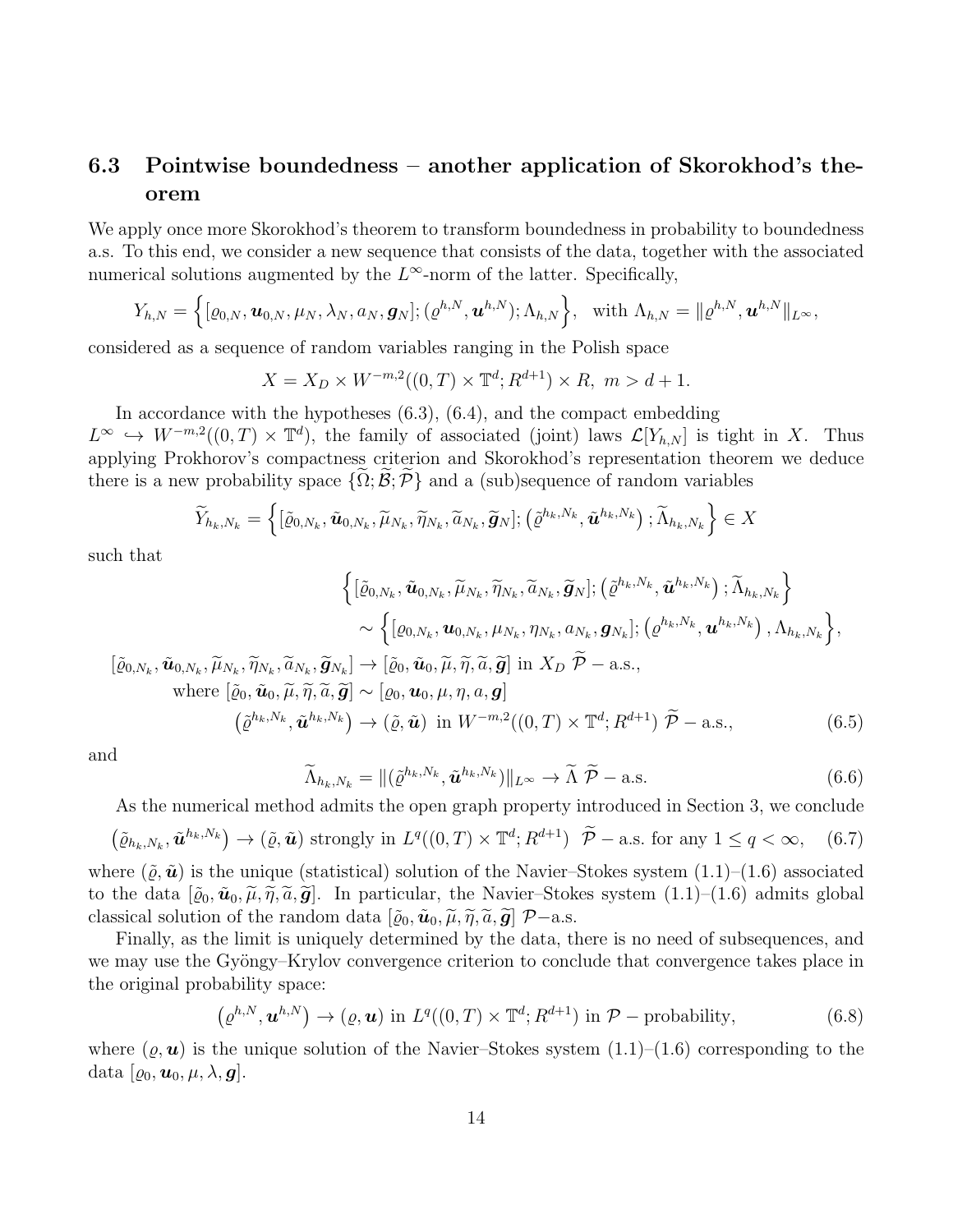### 6.3 Pointwise boundedness – another application of Skorokhod's theorem

We apply once more Skorokhod's theorem to transform boundedness in probability to boundedness a.s. To this end, we consider a new sequence that consists of the data, together with the associated numerical solutions augmented by the $L^\infty$-norm of the latter. Specifically,

$$
Y_{h,N} = \Big\{ [\varrho_{0,N}, \boldsymbol{u}_{0,N}, \mu_N, \lambda_N, a_N, \boldsymbol{g}_N]; (\varrho^{h,N}, \boldsymbol{u}^{h,N}); \Lambda_{h,N} \Big\}, \quad \text{with } \Lambda_{h,N} = \| \varrho^{h,N}, \boldsymbol{u}^{h,N} \|_{L^\infty},
$$

considered as a sequence of random variables ranging in the Polish space

$$
X = X_D \times W^{-m,2}((0,T) \times \mathbb{T}^d; R^{d+1}) \times R, \ m > d+1.
$$

In accordance with the hypotheses (6.3), (6.4), and the compact embedding $L^\infty \hookrightarrow W^{-m,2}((0,T) \times \mathbb{T}^d)$, the family of associated (joint) laws $\mathcal{L}[Y_{h,N}]$ is tight in $X$. Thus applying Prokhorov's compactness criterion and Skorokhod's representation theorem we deduce there is a new probability space $\{\widetilde{\Omega}; \widetilde{\mathcal{B}}; \widetilde{\mathcal{P}}\}$ and a (sub)sequence of random variables

$$
\widetilde{Y}_{h_k,N_k} = \Big\{ [\tilde{\varrho}_{0,N_k}, \tilde{\boldsymbol{u}}_{0,N_k}, \widetilde{\mu}_{N_k}, \widetilde{\eta}_{N_k}, \widetilde{a}_{N_k}, \widetilde{\boldsymbol{g}}_N]; \left( \tilde{\varrho}^{h_k,N_k}, \tilde{\boldsymbol{u}}^{h_k,N_k} \right); \widetilde{\Lambda}_{h_k,N_k} \Big\} \in X
$$

such that

$$
\begin{aligned}
&\Big\{ [\tilde{\varrho}_{0,N_k}, \tilde{\boldsymbol{u}}_{0,N_k}, \widetilde{\mu}_{N_k}, \widetilde{\eta}_{N_k}, \widetilde{a}_{N_k}, \widetilde{\boldsymbol{g}}_N]; \left( \tilde{\varrho}^{h_k,N_k}, \tilde{\boldsymbol{u}}^{h_k,N_k} \right); \widetilde{\Lambda}_{h_k,N_k} \Big\} \\
&\qquad \sim \Big\{ [\varrho_{0,N_k}, \boldsymbol{u}_{0,N_k}, \mu_{N_k}, \eta_{N_k}, a_{N_k}, \boldsymbol{g}_{N_k}]; \left( \varrho^{h_k,N_k}, \boldsymbol{u}^{h_k,N_k} \right), \Lambda_{h_k,N_k} \Big\}, \\
&[\tilde{\varrho}_{0,N_k}, \tilde{\boldsymbol{u}}_{0,N_k}, \widetilde{\mu}_{N_k}, \widetilde{\eta}_{N_k}, \widetilde{a}_{N_k}, \widetilde{\boldsymbol{g}}_{N_k}] \to [\tilde{\varrho}_0, \tilde{\boldsymbol{u}}_0, \widetilde{\mu}, \widetilde{\eta}, \widetilde{a}, \widetilde{\boldsymbol{g}}] \text{ in } X_D \ \widetilde{\mathcal{P}} - \text{a.s.}, \\
&\qquad \text{where } [\tilde{\varrho}_0, \tilde{\boldsymbol{u}}_0, \widetilde{\mu}, \widetilde{\eta}, \widetilde{a}, \widetilde{\boldsymbol{g}}] \sim [\varrho_0, \boldsymbol{u}_0, \mu, \eta, a, \boldsymbol{g}] \\
&\qquad \left( \tilde{\varrho}^{h_k,N_k}, \tilde{\boldsymbol{u}}^{h_k,N_k} \right) \to (\tilde{\varrho}, \tilde{\boldsymbol{u}}) \ \text{ in } W^{-m,2}((0,T) \times \mathbb{T}^d; R^{d+1}) \ \widetilde{\mathcal{P}} - \text{a.s.},
\end{aligned} \tag{6.5}
$$

and

$$
\widetilde{\Lambda}_{h_k,N_k} = \| (\tilde{\varrho}^{h_k,N_k}, \tilde{\boldsymbol{u}}^{h_k,N_k}) \|_{L^\infty} \to \widetilde{\Lambda} \ \widetilde{\mathcal{P}} - \text{a.s.} \tag{6.6}
$$

As the numerical method admits the open graph property introduced in Section 3, we conclude

$$
\left( \tilde{\varrho}_{h_k,N_k}, \tilde{\boldsymbol{u}}^{h_k,N_k} \right) \to (\tilde{\varrho}, \tilde{\boldsymbol{u}}) \text{ strongly in } L^q((0,T) \times \mathbb{T}^d; R^{d+1}) \ \ \widetilde{\mathcal{P}} - \text{a.s. for any } 1 \leq q < \infty, \tag{6.7}
$$

where $(\tilde{\varrho}, \tilde{\boldsymbol{u}})$ is the unique (statistical) solution of the Navier–Stokes system (1.1)–(1.6) associated to the data $[\tilde{\varrho}_0, \tilde{\boldsymbol{u}}_0, \widetilde{\mu}, \widetilde{\eta}, \widetilde{a}, \widetilde{\boldsymbol{g}}]$. In particular, the Navier–Stokes system (1.1)–(1.6) admits global classical solution of the random data $[\tilde{\varrho}_0, \tilde{\boldsymbol{u}}_0, \widetilde{\mu}, \widetilde{\eta}, \widetilde{a}, \widetilde{\boldsymbol{g}}]$ $\mathcal{P}$–a.s.

Finally, as the limit is uniquely determined by the data, there is no need of subsequences, and we may use the Gyöngy–Krylov convergence criterion to conclude that convergence takes place in the original probability space:

$$
\left( \varrho^{h,N}, \boldsymbol{u}^{h,N} \right) \to (\varrho, \boldsymbol{u}) \text{ in } L^q((0,T) \times \mathbb{T}^d; R^{d+1}) \text{ in } \mathcal{P} - \text{probability}, \tag{6.8}
$$

where $(\varrho, \boldsymbol{u})$ is the unique solution of the Navier–Stokes system (1.1)–(1.6) corresponding to the data $[\varrho_0, \boldsymbol{u}_0, \mu, \lambda, \boldsymbol{g}]$.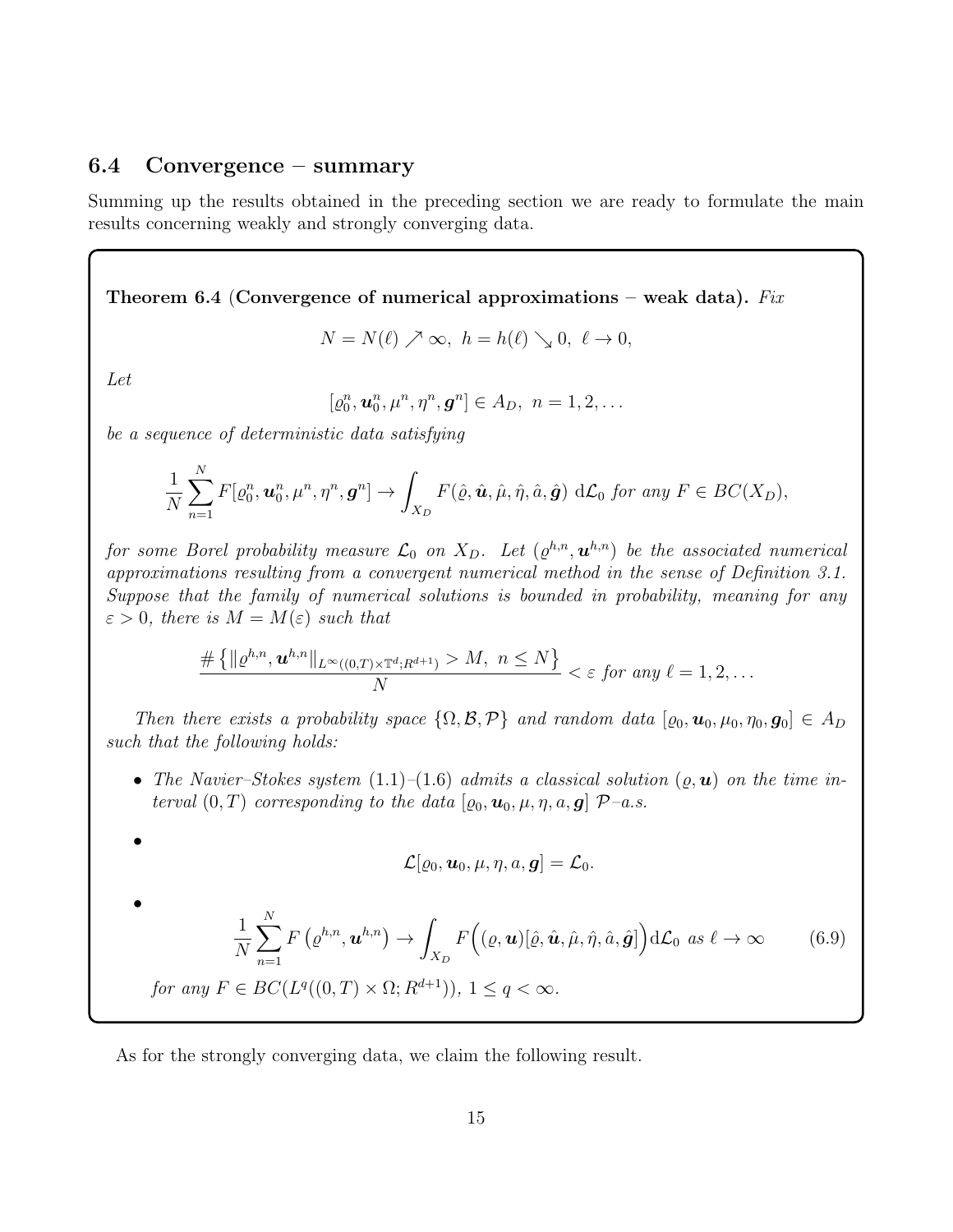### 6.4 Convergence – summary

Summing up the results obtained in the preceding section we are ready to formulate the main results concerning weakly and strongly converging data.

**Theorem 6.4 (Convergence of numerical approximations – weak data).** *Fix*

$$N = N(\ell) \nearrow \infty, \ h = h(\ell) \searrow 0, \ \ell \to 0,$$

*Let*

$$[\varrho_0^n, \boldsymbol{u}_0^n, \mu^n, \eta^n, \boldsymbol{g}^n] \in A_D, \ n = 1, 2, \dots$$

*be a sequence of deterministic data satisfying*

$$\frac{1}{N}\sum_{n=1}^{N} F[\varrho_0^n, \boldsymbol{u}_0^n, \mu^n, \eta^n, \boldsymbol{g}^n] \to \int_{X_D} F(\hat{\varrho}, \hat{\boldsymbol{u}}, \hat{\mu}, \hat{\eta}, \hat{a}, \hat{\boldsymbol{g}}) \ \mathrm{d}\mathcal{L}_0 \ \textit{for any } F \in BC(X_D),$$

*for some Borel probability measure $\mathcal{L}_0$ on $X_D$. Let $(\varrho^{h,n}, \boldsymbol{u}^{h,n})$ be the associated numerical approximations resulting from a convergent numerical method in the sense of Definition 3.1. Suppose that the family of numerical solutions is bounded in probability, meaning for any $\varepsilon > 0$, there is $M = M(\varepsilon)$ such that*

$$\frac{\#\left\{\|\varrho^{h,n}, \boldsymbol{u}^{h,n}\|_{L^\infty((0,T)\times\mathbb{T}^d;R^{d+1})} > M, \ n \leq N\right\}}{N} < \varepsilon \ \textit{for any } \ell = 1, 2, \dots$$

*Then there exists a probability space $\{\Omega, \mathcal{B}, \mathcal{P}\}$ and random data $[\varrho_0, \boldsymbol{u}_0, \mu_0, \eta_0, \boldsymbol{g}_0] \in A_D$ such that the following holds:*

- *The Navier–Stokes system (1.1)–(1.6) admits a classical solution $(\varrho, \boldsymbol{u})$ on the time interval $(0, T)$ corresponding to the data $[\varrho_0, \boldsymbol{u}_0, \mu, \eta, a, \boldsymbol{g}]$ $\mathcal{P}$–a.s.*
- $$\mathcal{L}[\varrho_0, \boldsymbol{u}_0, \mu, \eta, a, \boldsymbol{g}] = \mathcal{L}_0.$$
- $$\frac{1}{N}\sum_{n=1}^{N} F\left(\varrho^{h,n}, \boldsymbol{u}^{h,n}\right) \to \int_{X_D} F\Big((\varrho, \boldsymbol{u})[\hat{\varrho}, \hat{\boldsymbol{u}}, \hat{\mu}, \hat{\eta}, \hat{a}, \hat{\boldsymbol{g}}]\Big) \mathrm{d}\mathcal{L}_0 \ \textit{as } \ell \to \infty \tag{6.9}$$

  *for any $F \in BC(L^q((0,T) \times \Omega; R^{d+1}))$, $1 \leq q < \infty$.*

As for the strongly converging data, we claim the following result.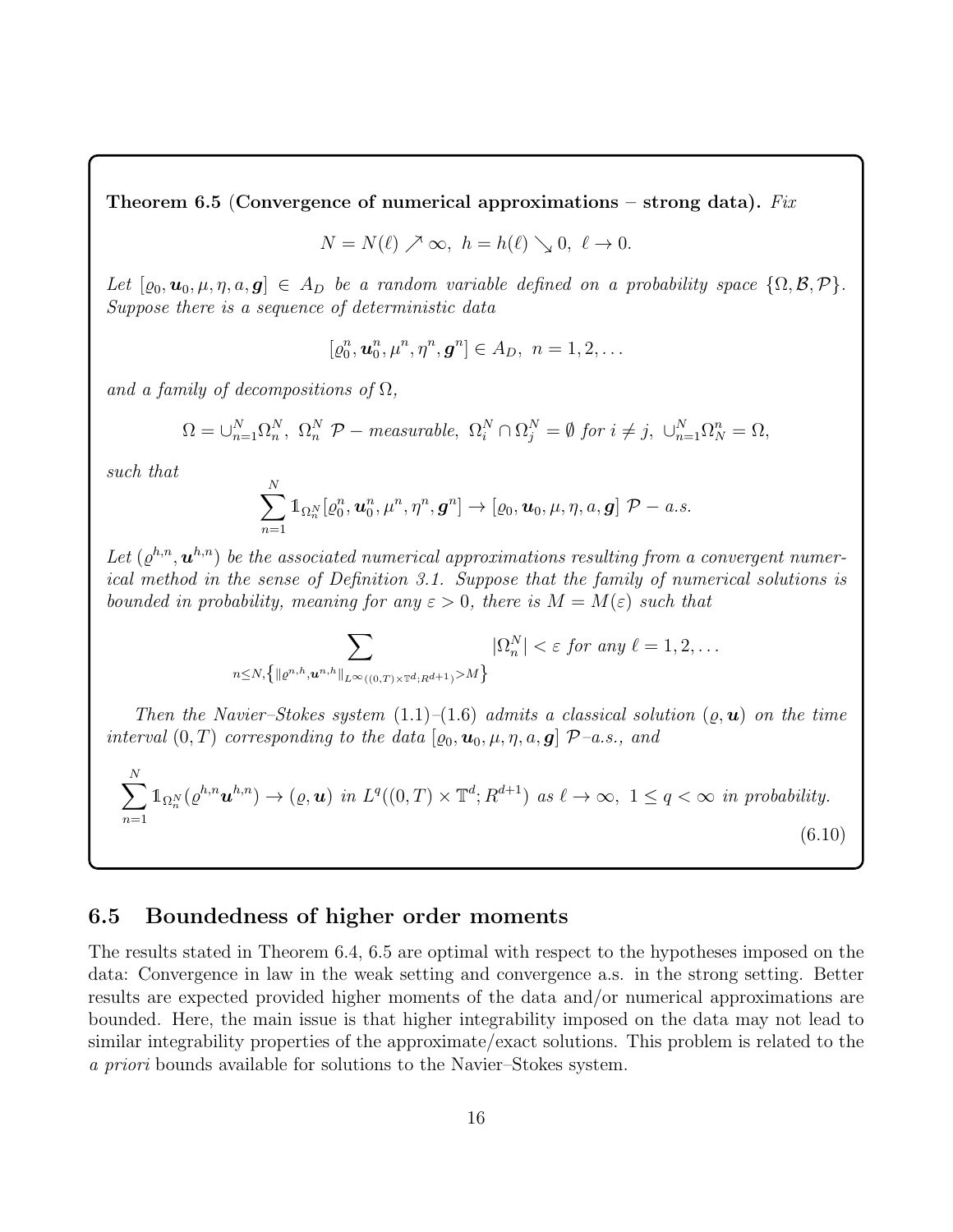**Theorem 6.5** (**Convergence of numerical approximations – strong data).** *Fix*

$$N = N(\ell) \nearrow \infty,\ h = h(\ell) \searrow 0,\ \ell \to 0.$$

*Let* $[\varrho_0, \boldsymbol{u}_0, \mu, \eta, a, \boldsymbol{g}] \in A_D$ *be a random variable defined on a probability space* $\{\Omega, \mathcal{B}, \mathcal{P}\}$. *Suppose there is a sequence of deterministic data*

$$[\varrho_0^n, \boldsymbol{u}_0^n, \mu^n, \eta^n, \boldsymbol{g}^n] \in A_D,\ n = 1, 2, \dots$$

*and a family of decompositions of* $\Omega$,

$$\Omega = \cup_{n=1}^{N} \Omega_n^N,\ \Omega_n^N\ \mathcal{P} - \textit{measurable},\ \Omega_i^N \cap \Omega_j^N = \emptyset \textit{ for } i \neq j,\ \cup_{n=1}^{N} \Omega_N^n = \Omega,$$

*such that*

$$\sum_{n=1}^{N} \mathbb{1}_{\Omega_n^N} [\varrho_0^n, \boldsymbol{u}_0^n, \mu^n, \eta^n, \boldsymbol{g}^n] \to [\varrho_0, \boldsymbol{u}_0, \mu, \eta, a, \boldsymbol{g}]\ \mathcal{P} - a.s.$$

*Let* $(\varrho^{h,n}, \boldsymbol{u}^{h,n})$ *be the associated numerical approximations resulting from a convergent numerical method in the sense of Definition 3.1. Suppose that the family of numerical solutions is bounded in probability, meaning for any* $\varepsilon > 0$, *there is* $M = M(\varepsilon)$ *such that*

$$\sum_{n \leq N, \left\{ \| \varrho^{n,h}, \boldsymbol{u}^{n,h} \|_{L^\infty((0,T) \times \mathbb{T}^d; R^{d+1})} > M \right\}} |\Omega_n^N| < \varepsilon \textit{ for any } \ell = 1, 2, \dots$$

*Then the Navier–Stokes system (1.1)–(1.6) admits a classical solution* $(\varrho, \boldsymbol{u})$ *on the time interval* $(0,T)$ *corresponding to the data* $[\varrho_0, \boldsymbol{u}_0, \mu, \eta, a, \boldsymbol{g}]$ $\mathcal{P}$*–a.s., and*

$$\sum_{n=1}^{N} \mathbb{1}_{\Omega_n^N} (\varrho^{h,n} \boldsymbol{u}^{h,n}) \to (\varrho, \boldsymbol{u}) \textit{ in } L^q((0,T) \times \mathbb{T}^d; R^{d+1}) \textit{ as } \ell \to \infty,\ 1 \leq q < \infty \textit{ in probability.} \tag{6.10}$$

## 6.5 Boundedness of higher order moments

The results stated in Theorem 6.4, 6.5 are optimal with respect to the hypotheses imposed on the data: Convergence in law in the weak setting and convergence a.s. in the strong setting. Better results are expected provided higher moments of the data and/or numerical approximations are bounded. Here, the main issue is that higher integrability imposed on the data may not lead to similar integrability properties of the approximate/exact solutions. This problem is related to the *a priori* bounds available for solutions to the Navier–Stokes system.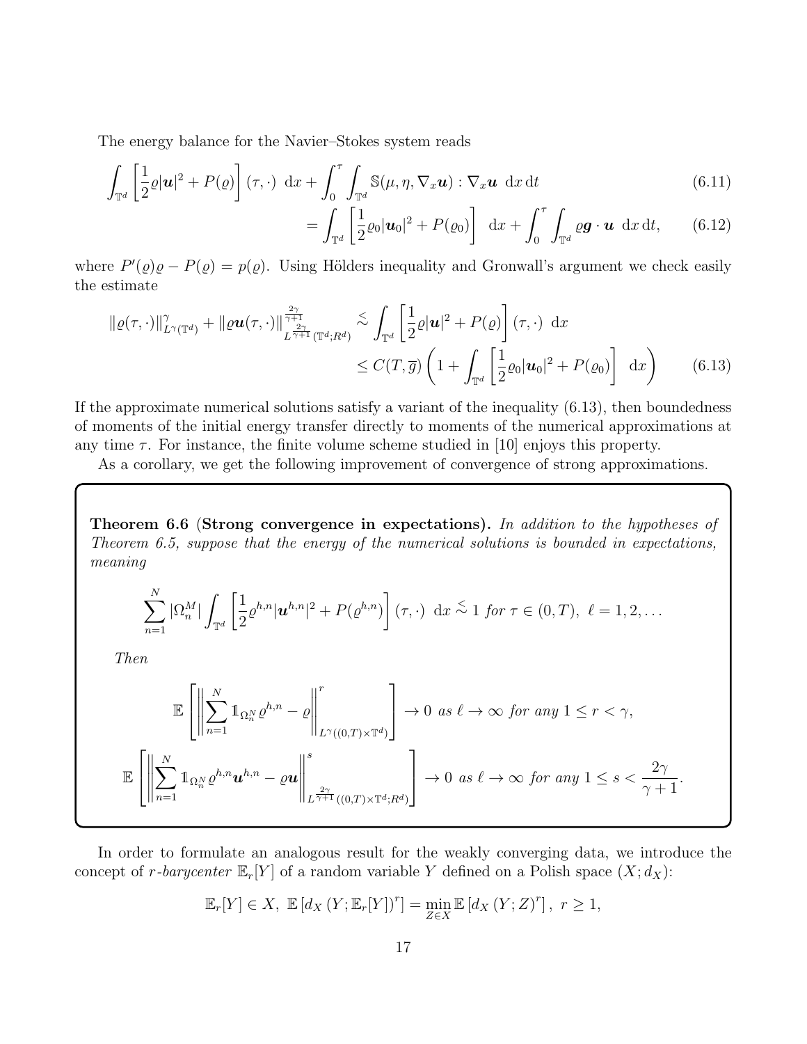The energy balance for the Navier–Stokes system reads

$$\int_{\mathbb{T}^d} \left[ \frac{1}{2} \varrho |\boldsymbol{u}|^2 + P(\varrho) \right] (\tau, \cdot) \ \mathrm{d}x + \int_0^\tau \int_{\mathbb{T}^d} \mathbb{S}(\mu, \eta, \nabla_x \boldsymbol{u}) : \nabla_x \boldsymbol{u} \ \mathrm{d}x \, \mathrm{d}t \tag{6.11}$$

$$= \int_{\mathbb{T}^d} \left[ \frac{1}{2} \varrho_0 |\boldsymbol{u}_0|^2 + P(\varrho_0) \right] \ \mathrm{d}x + \int_0^\tau \int_{\mathbb{T}^d} \varrho \boldsymbol{g} \cdot \boldsymbol{u} \ \mathrm{d}x \, \mathrm{d}t, \tag{6.12}$$

where $P'(\varrho)\varrho - P(\varrho) = p(\varrho)$. Using Hölders inequality and Gronwall's argument we check easily the estimate

$$\begin{aligned} \| \varrho(\tau, \cdot) \|^\gamma_{L^\gamma(\mathbb{T}^d)} + \| \varrho \boldsymbol{u}(\tau, \cdot) \|^{\frac{2\gamma}{\gamma+1}}_{L^{\frac{2\gamma}{\gamma+1}}(\mathbb{T}^d; R^d)} &\overset{<}{\sim} \int_{\mathbb{T}^d} \left[ \frac{1}{2} \varrho |\boldsymbol{u}|^2 + P(\varrho) \right] (\tau, \cdot) \ \mathrm{d}x \\ &\leq C(T, \overline{g}) \left( 1 + \int_{\mathbb{T}^d} \left[ \frac{1}{2} \varrho_0 |\boldsymbol{u}_0|^2 + P(\varrho_0) \right] \ \mathrm{d}x \right) \end{aligned} \tag{6.13}$$

If the approximate numerical solutions satisfy a variant of the inequality (6.13), then boundedness of moments of the initial energy transfer directly to moments of the numerical approximations at any time $\tau$. For instance, the finite volume scheme studied in [10] enjoys this property.

As a corollary, we get the following improvement of convergence of strong approximations.

**Theorem 6.6 (Strong convergence in expectations).** *In addition to the hypotheses of Theorem 6.5, suppose that the energy of the numerical solutions is bounded in expectations, meaning*

$$\sum_{n=1}^N |\Omega_n^M| \int_{\mathbb{T}^d} \left[ \frac{1}{2} \varrho^{h,n} |\boldsymbol{u}^{h,n}|^2 + P(\varrho^{h,n}) \right] (\tau, \cdot) \ \mathrm{d}x \overset{<}{\sim} 1 \ \textit{for} \ \tau \in (0,T), \ \ell = 1, 2, \dots$$

*Then*

$$\mathbb{E} \left[ \left\| \sum_{n=1}^N \mathbb{1}_{\Omega_n^N} \varrho^{h,n} - \varrho \right\|^r_{L^\gamma((0,T) \times \mathbb{T}^d)} \right] \to 0 \ \textit{as} \ \ell \to \infty \ \textit{for any} \ 1 \leq r < \gamma,$$

$$\mathbb{E} \left[ \left\| \sum_{n=1}^N \mathbb{1}_{\Omega_n^N} \varrho^{h,n} \boldsymbol{u}^{h,n} - \varrho \boldsymbol{u} \right\|^s_{L^{\frac{2\gamma}{\gamma+1}}((0,T) \times \mathbb{T}^d; R^d)} \right] \to 0 \ \textit{as} \ \ell \to \infty \ \textit{for any} \ 1 \leq s < \frac{2\gamma}{\gamma+1}.$$

In order to formulate an analogous result for the weakly converging data, we introduce the concept of *r-barycenter* $\mathbb{E}_r[Y]$ of a random variable $Y$ defined on a Polish space $(X; d_X)$:

$$\mathbb{E}_r[Y] \in X, \ \mathbb{E}\left[ d_X \left( Y; \mathbb{E}_r[Y] \right)^r \right] = \min_{Z \in X} \mathbb{E}\left[ d_X \left( Y; Z \right)^r \right], \ r \geq 1,$$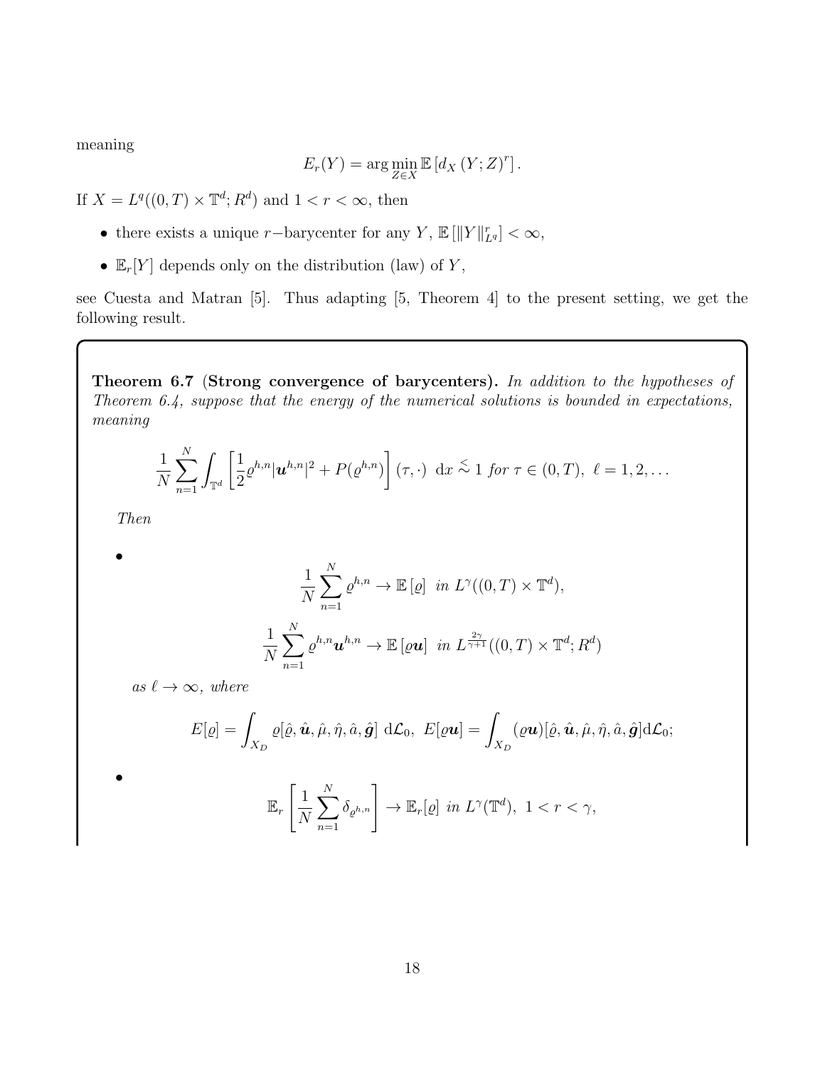meaning

$$E_r(Y) = \arg\min_{Z \in X} \mathbb{E}\left[d_X\left(Y; Z\right)^r\right].$$

If $X = L^q((0,T) \times \mathbb{T}^d; R^d)$ and $1 < r < \infty$, then

- there exists a unique $r-$barycenter for any $Y$, $\mathbb{E}\left[\|Y\|_{L^q}^r\right] < \infty$,
- $\mathbb{E}_r[Y]$ depends only on the distribution (law) of $Y$,

see Cuesta and Matran [5]. Thus adapting [5, Theorem 4] to the present setting, we get the following result.

**Theorem 6.7** (**Strong convergence of barycenters).** *In addition to the hypotheses of Theorem 6.4, suppose that the energy of the numerical solutions is bounded in expectations, meaning*

$$\frac{1}{N}\sum_{n=1}^{N} \int_{\mathbb{T}^d} \left[\frac{1}{2}\varrho^{h,n}|\boldsymbol{u}^{h,n}|^2 + P(\varrho^{h,n})\right](\tau,\cdot)\ \mathrm{d}x \overset{<}{\sim} 1 \text{ for } \tau \in (0,T),\ \ell = 1,2,\ldots$$

*Then*

- $$\frac{1}{N}\sum_{n=1}^{N} \varrho^{h,n} \to \mathbb{E}\left[\varrho\right] \text{ in } L^{\gamma}((0,T)\times\mathbb{T}^d),$$
$$\frac{1}{N}\sum_{n=1}^{N} \varrho^{h,n}\boldsymbol{u}^{h,n} \to \mathbb{E}\left[\varrho\boldsymbol{u}\right] \text{ in } L^{\frac{2\gamma}{\gamma+1}}((0,T)\times\mathbb{T}^d; R^d)$$
*as $\ell \to \infty$, where*
$$E[\varrho] = \int_{X_D} \varrho[\hat{\varrho},\hat{\boldsymbol{u}},\hat{\mu},\hat{\eta},\hat{a},\hat{\boldsymbol{g}}]\ \mathrm{d}\mathcal{L}_0,\ E[\varrho\boldsymbol{u}] = \int_{X_D} (\varrho\boldsymbol{u})[\hat{\varrho},\hat{\boldsymbol{u}},\hat{\mu},\hat{\eta},\hat{a},\hat{\boldsymbol{g}}]\mathrm{d}\mathcal{L}_0;$$
- $$\mathbb{E}_r\left[\frac{1}{N}\sum_{n=1}^{N}\delta_{\varrho^{h,n}}\right] \to \mathbb{E}_r[\varrho] \text{ in } L^{\gamma}(\mathbb{T}^d),\ 1 < r < \gamma,$$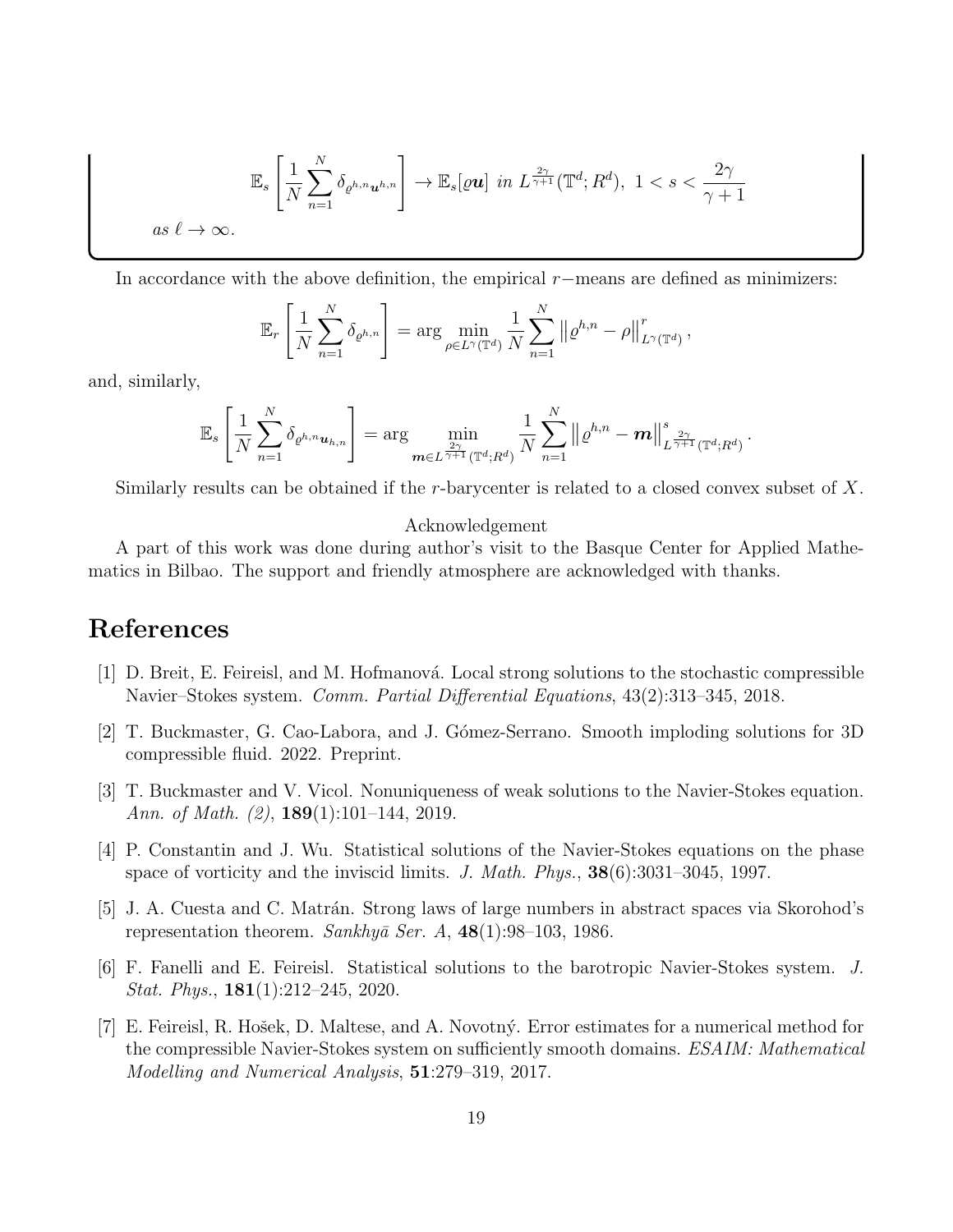$$\mathbb{E}_s\left[\frac{1}{N}\sum_{n=1}^{N}\delta_{\varrho^{h,n}\boldsymbol{u}^{h,n}}\right] \to \mathbb{E}_s[\varrho\boldsymbol{u}] \ \text{in} \ L^{\frac{2\gamma}{\gamma+1}}(\mathbb{T}^d;R^d), \ 1 < s < \frac{2\gamma}{\gamma+1}$$

*as* $\ell \to \infty$.

In accordance with the above definition, the empirical $r-$means are defined as minimizers:

$$\mathbb{E}_r\left[\frac{1}{N}\sum_{n=1}^{N}\delta_{\varrho^{h,n}}\right] = \arg\min_{\rho\in L^\gamma(\mathbb{T}^d)}\frac{1}{N}\sum_{n=1}^{N}\left\|\varrho^{h,n}-\rho\right\|^r_{L^\gamma(\mathbb{T}^d)},$$

and, similarly,

$$\mathbb{E}_s\left[\frac{1}{N}\sum_{n=1}^{N}\delta_{\varrho^{h,n}\boldsymbol{u}_{h,n}}\right] = \arg\min_{\boldsymbol{m}\in L^{\frac{2\gamma}{\gamma+1}}(\mathbb{T}^d;R^d)}\frac{1}{N}\sum_{n=1}^{N}\left\|\varrho^{h,n}-\boldsymbol{m}\right\|^s_{L^{\frac{2\gamma}{\gamma+1}}(\mathbb{T}^d;R^d)}.$$

Similarly results can be obtained if the $r$-barycenter is related to a closed convex subset of $X$.

Acknowledgement

A part of this work was done during author's visit to the Basque Center for Applied Mathematics in Bilbao. The support and friendly atmosphere are acknowledged with thanks.

# References

[1] D. Breit, E. Feireisl, and M. Hofmanová. Local strong solutions to the stochastic compressible Navier–Stokes system. *Comm. Partial Differential Equations*, 43(2):313–345, 2018.

[2] T. Buckmaster, G. Cao-Labora, and J. Gómez-Serrano. Smooth imploding solutions for 3D compressible fluid. 2022. Preprint.

[3] T. Buckmaster and V. Vicol. Nonuniqueness of weak solutions to the Navier-Stokes equation. *Ann. of Math. (2)*, **189**(1):101–144, 2019.

[4] P. Constantin and J. Wu. Statistical solutions of the Navier-Stokes equations on the phase space of vorticity and the inviscid limits. *J. Math. Phys.*, **38**(6):3031–3045, 1997.

[5] J. A. Cuesta and C. Matrán. Strong laws of large numbers in abstract spaces via Skorohod's representation theorem. *Sankhyā Ser. A*, **48**(1):98–103, 1986.

[6] F. Fanelli and E. Feireisl. Statistical solutions to the barotropic Navier-Stokes system. *J. Stat. Phys.*, **181**(1):212–245, 2020.

[7] E. Feireisl, R. Hošek, D. Maltese, and A. Novotný. Error estimates for a numerical method for the compressible Navier-Stokes system on sufficiently smooth domains. *ESAIM: Mathematical Modelling and Numerical Analysis*, **51**:279–319, 2017.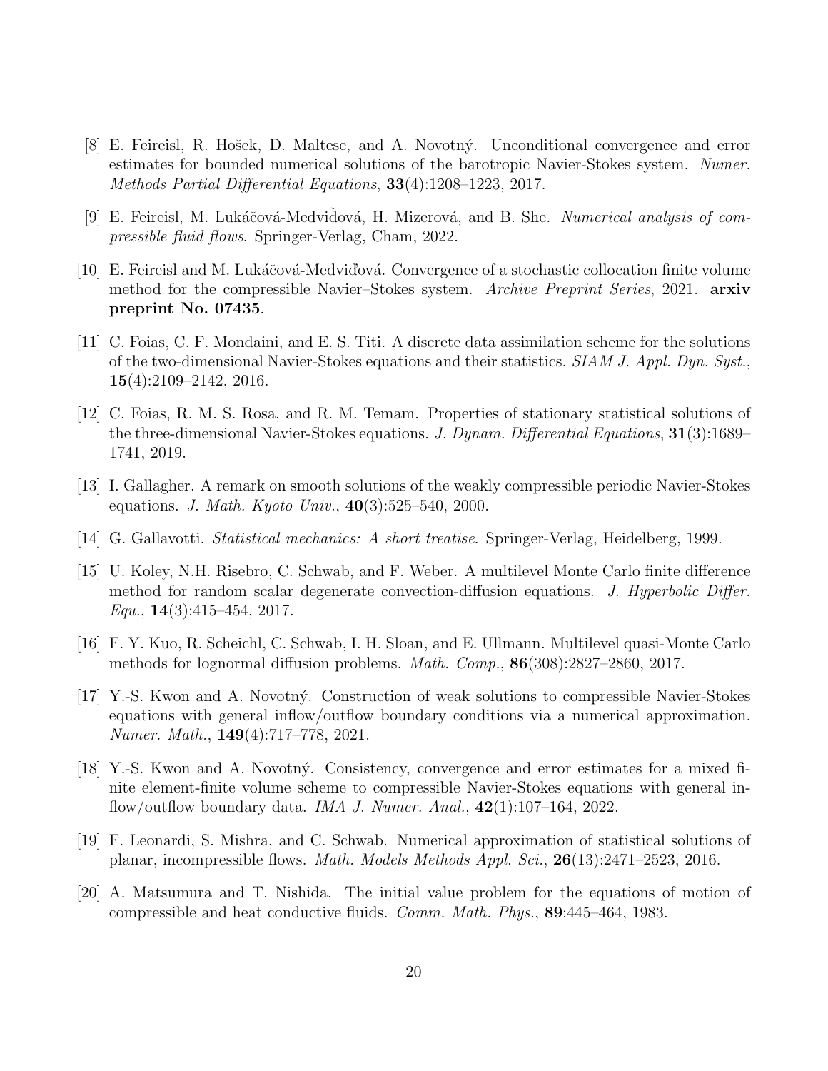[8] E. Feireisl, R. Hošek, D. Maltese, and A. Novotný. Unconditional convergence and error estimates for bounded numerical solutions of the barotropic Navier-Stokes system. *Numer. Methods Partial Differential Equations*, **33**(4):1208–1223, 2017.

[9] E. Feireisl, M. Lukáčová-Medviďová, H. Mizerová, and B. She. *Numerical analysis of compressible fluid flows*. Springer-Verlag, Cham, 2022.

[10] E. Feireisl and M. Lukáčová-Medviďová. Convergence of a stochastic collocation finite volume method for the compressible Navier–Stokes system. *Archive Preprint Series*, 2021. **arxiv preprint No. 07435**.

[11] C. Foias, C. F. Mondaini, and E. S. Titi. A discrete data assimilation scheme for the solutions of the two-dimensional Navier-Stokes equations and their statistics. *SIAM J. Appl. Dyn. Syst.*, **15**(4):2109–2142, 2016.

[12] C. Foias, R. M. S. Rosa, and R. M. Temam. Properties of stationary statistical solutions of the three-dimensional Navier-Stokes equations. *J. Dynam. Differential Equations*, **31**(3):1689–1741, 2019.

[13] I. Gallagher. A remark on smooth solutions of the weakly compressible periodic Navier-Stokes equations. *J. Math. Kyoto Univ.*, **40**(3):525–540, 2000.

[14] G. Gallavotti. *Statistical mechanics: A short treatise*. Springer-Verlag, Heidelberg, 1999.

[15] U. Koley, N.H. Risebro, C. Schwab, and F. Weber. A multilevel Monte Carlo finite difference method for random scalar degenerate convection-diffusion equations. *J. Hyperbolic Differ. Equ.*, **14**(3):415–454, 2017.

[16] F. Y. Kuo, R. Scheichl, C. Schwab, I. H. Sloan, and E. Ullmann. Multilevel quasi-Monte Carlo methods for lognormal diffusion problems. *Math. Comp.*, **86**(308):2827–2860, 2017.

[17] Y.-S. Kwon and A. Novotný. Construction of weak solutions to compressible Navier-Stokes equations with general inflow/outflow boundary conditions via a numerical approximation. *Numer. Math.*, **149**(4):717–778, 2021.

[18] Y.-S. Kwon and A. Novotný. Consistency, convergence and error estimates for a mixed finite element-finite volume scheme to compressible Navier-Stokes equations with general inflow/outflow boundary data. *IMA J. Numer. Anal.*, **42**(1):107–164, 2022.

[19] F. Leonardi, S. Mishra, and C. Schwab. Numerical approximation of statistical solutions of planar, incompressible flows. *Math. Models Methods Appl. Sci.*, **26**(13):2471–2523, 2016.

[20] A. Matsumura and T. Nishida. The initial value problem for the equations of motion of compressible and heat conductive fluids. *Comm. Math. Phys.*, **89**:445–464, 1983.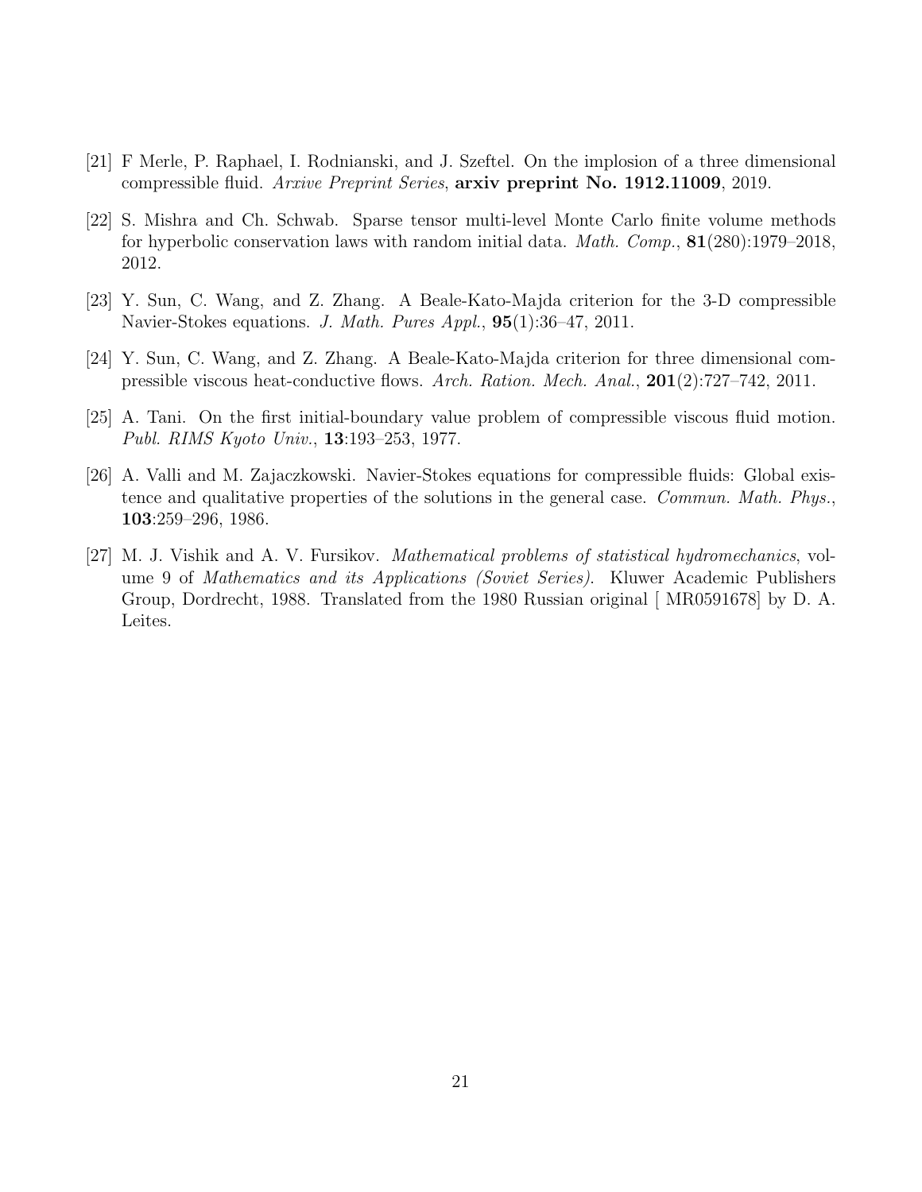[21] F Merle, P. Raphael, I. Rodnianski, and J. Szeftel. On the implosion of a three dimensional compressible fluid. *Arxive Preprint Series*, **arxiv preprint No. 1912.11009**, 2019.

[22] S. Mishra and Ch. Schwab. Sparse tensor multi-level Monte Carlo finite volume methods for hyperbolic conservation laws with random initial data. *Math. Comp.*, **81**(280):1979–2018, 2012.

[23] Y. Sun, C. Wang, and Z. Zhang. A Beale-Kato-Majda criterion for the 3-D compressible Navier-Stokes equations. *J. Math. Pures Appl.*, **95**(1):36–47, 2011.

[24] Y. Sun, C. Wang, and Z. Zhang. A Beale-Kato-Majda criterion for three dimensional compressible viscous heat-conductive flows. *Arch. Ration. Mech. Anal.*, **201**(2):727–742, 2011.

[25] A. Tani. On the first initial-boundary value problem of compressible viscous fluid motion. *Publ. RIMS Kyoto Univ.*, **13**:193–253, 1977.

[26] A. Valli and M. Zajaczkowski. Navier-Stokes equations for compressible fluids: Global existence and qualitative properties of the solutions in the general case. *Commun. Math. Phys.*, **103**:259–296, 1986.

[27] M. J. Vishik and A. V. Fursikov. *Mathematical problems of statistical hydromechanics*, volume 9 of *Mathematics and its Applications (Soviet Series)*. Kluwer Academic Publishers Group, Dordrecht, 1988. Translated from the 1980 Russian original [ MR0591678] by D. A. Leites.